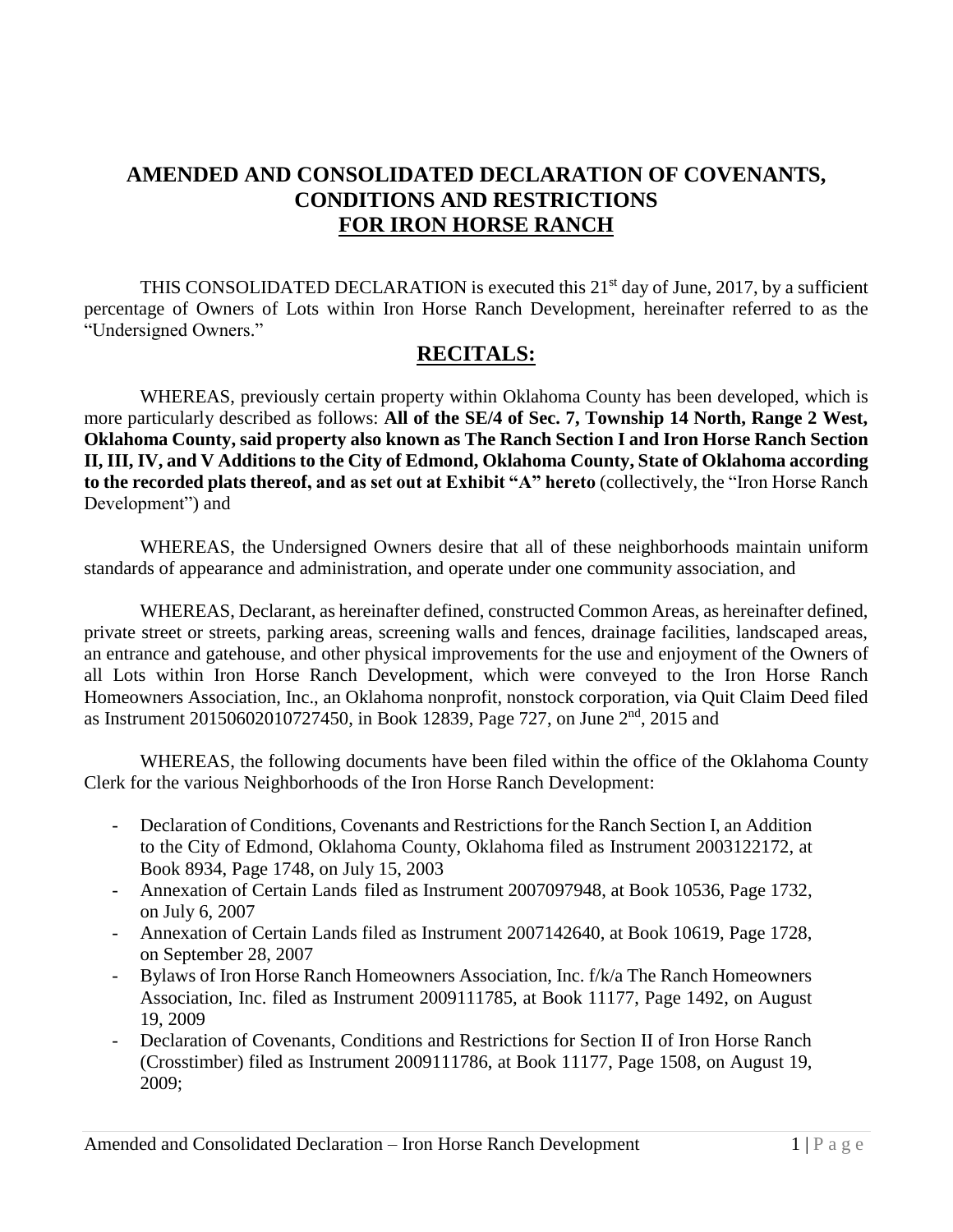# AMENDED AND CONSOLIDATED DECLARATION OF COVENANTS, CONDITIONS AND RESTRICTIONS FOR IRON HORSE RANCH

THIS CONSOLIDATED DECLARATION is executed this 21st day of June, 2017, by a sufficient percentage of Owners of Lots within Iron Horse Ranch Development, hereinafter referred to as the "Undersigned Owners."

## RECITALS:

WHEREAS, previously certain property within Oklahoma County has been developed, which is more particularly described as follows: **All of the SE/4 of Sec. 7, Township 14 North, Range 2 West, Oklahoma County, said property also known as The Ranch Section I and Iron Horse Ranch Section II, III, IV, and V Additions to the City of Edmond, Oklahoma County, State of Oklahoma according to the recorded plats thereof, and as set out at Exhibit "A" hereto** (collectively, the "Iron Horse Ranch Development") and

WHEREAS, the Undersigned Owners desire that all of these neighborhoods maintain uniform standards of appearance and administration, and operate under one community association, and

WHEREAS, Declarant, as hereinafter defined, constructed Common Areas, as hereinafter defined, private street or streets, parking areas, screening walls and fences, drainage facilities, landscaped areas, an entrance and gatehouse, and other physical improvements for the use and enjoyment of the Owners of all Lots within Iron Horse Ranch Development, which were conveyed to the Iron Horse Ranch Homeowners Association, Inc., an Oklahoma nonprofit, nonstock corporation, via Quit Claim Deed filed as Instrument 20150602010727450, in Book 12839, Page 727, on June 2nd, 2015 and

WHEREAS, the following documents have been filed within the office of the Oklahoma County Clerk for the various Neighborhoods of the Iron Horse Ranch Development:

- Declaration of Conditions, Covenants and Restrictions for the Ranch Section I, an Addition to the City of Edmond, Oklahoma County, Oklahoma filed as Instrument 2003122172, at Book 8934, Page 1748, on July 15, 2003
- Annexation of Certain Lands filed as Instrument 2007097948, at Book 10536, Page 1732, on July 6, 2007
- Annexation of Certain Lands filed as Instrument 2007142640, at Book 10619, Page 1728, on September 28, 2007
- Bylaws of Iron Horse Ranch Homeowners Association, Inc. f/k/a The Ranch Homeowners Association, Inc. filed as Instrument 2009111785, at Book 11177, Page 1492, on August 19, 2009
- Declaration of Covenants, Conditions and Restrictions for Section II of Iron Horse Ranch (Crosstimber) filed as Instrument 2009111786, at Book 11177, Page 1508, on August 19, 2009;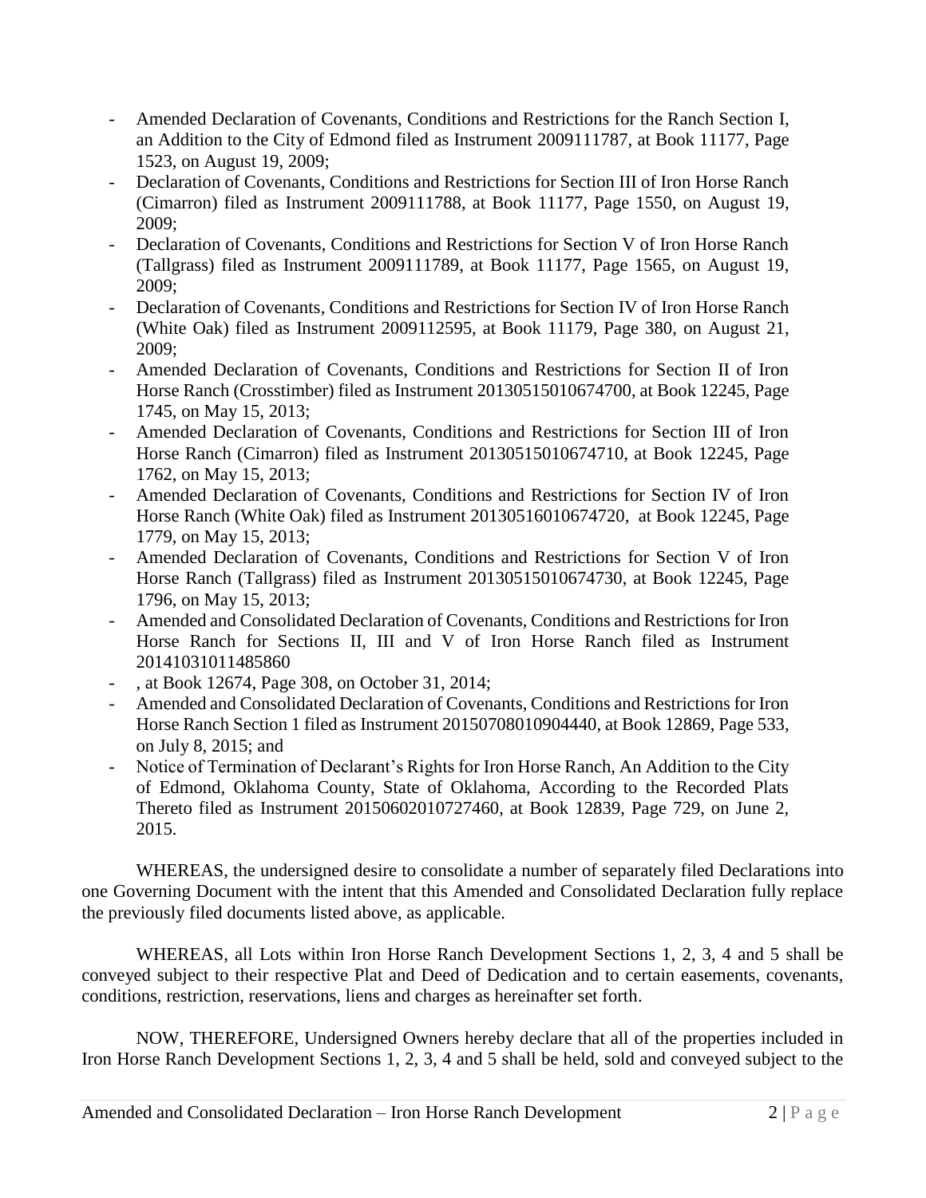- Amended Declaration of Covenants, Conditions and Restrictions for the Ranch Section I, an Addition to the City of Edmond filed as Instrument 2009111787, at Book 11177, Page 1523, on August 19, 2009;
- Declaration of Covenants, Conditions and Restrictions for Section III of Iron Horse Ranch (Cimarron) filed as Instrument 2009111788, at Book 11177, Page 1550, on August 19, 2009;
- Declaration of Covenants, Conditions and Restrictions for Section V of Iron Horse Ranch (Tallgrass) filed as Instrument 2009111789, at Book 11177, Page 1565, on August 19, 2009;
- Declaration of Covenants, Conditions and Restrictions for Section IV of Iron Horse Ranch (White Oak) filed as Instrument 2009112595, at Book 11179, Page 380, on August 21, 2009;
- Amended Declaration of Covenants, Conditions and Restrictions for Section II of Iron Horse Ranch (Crosstimber) filed as Instrument 20130515010674700, at Book 12245, Page 1745, on May 15, 2013;
- Amended Declaration of Covenants, Conditions and Restrictions for Section III of Iron Horse Ranch (Cimarron) filed as Instrument 20130515010674710, at Book 12245, Page 1762, on May 15, 2013;
- Amended Declaration of Covenants, Conditions and Restrictions for Section IV of Iron Horse Ranch (White Oak) filed as Instrument 20130516010674720, at Book 12245, Page 1779, on May 15, 2013;
- Amended Declaration of Covenants, Conditions and Restrictions for Section V of Iron Horse Ranch (Tallgrass) filed as Instrument 20130515010674730, at Book 12245, Page 1796, on May 15, 2013;
- Amended and Consolidated Declaration of Covenants, Conditions and Restrictions for Iron Horse Ranch for Sections II, III and V of Iron Horse Ranch filed as Instrument 20141031011485860
- , at Book 12674, Page 308, on October 31, 2014;
- Amended and Consolidated Declaration of Covenants, Conditions and Restrictions for Iron Horse Ranch Section 1 filed as Instrument 20150708010904440, at Book 12869, Page 533, on July 8, 2015; and
- Notice of Termination of Declarant's Rights for Iron Horse Ranch, An Addition to the City of Edmond, Oklahoma County, State of Oklahoma, According to the Recorded Plats Thereto filed as Instrument 20150602010727460, at Book 12839, Page 729, on June 2, 2015.

WHEREAS, the undersigned desire to consolidate a number of separately filed Declarations into one Governing Document with the intent that this Amended and Consolidated Declaration fully replace the previously filed documents listed above, as applicable.

WHEREAS, all Lots within Iron Horse Ranch Development Sections 1, 2, 3, 4 and 5 shall be conveyed subject to their respective Plat and Deed of Dedication and to certain easements, covenants, conditions, restriction, reservations, liens and charges as hereinafter set forth.

NOW, THEREFORE, Undersigned Owners hereby declare that all of the properties included in Iron Horse Ranch Development Sections 1, 2, 3, 4 and 5 shall be held, sold and conveyed subject to the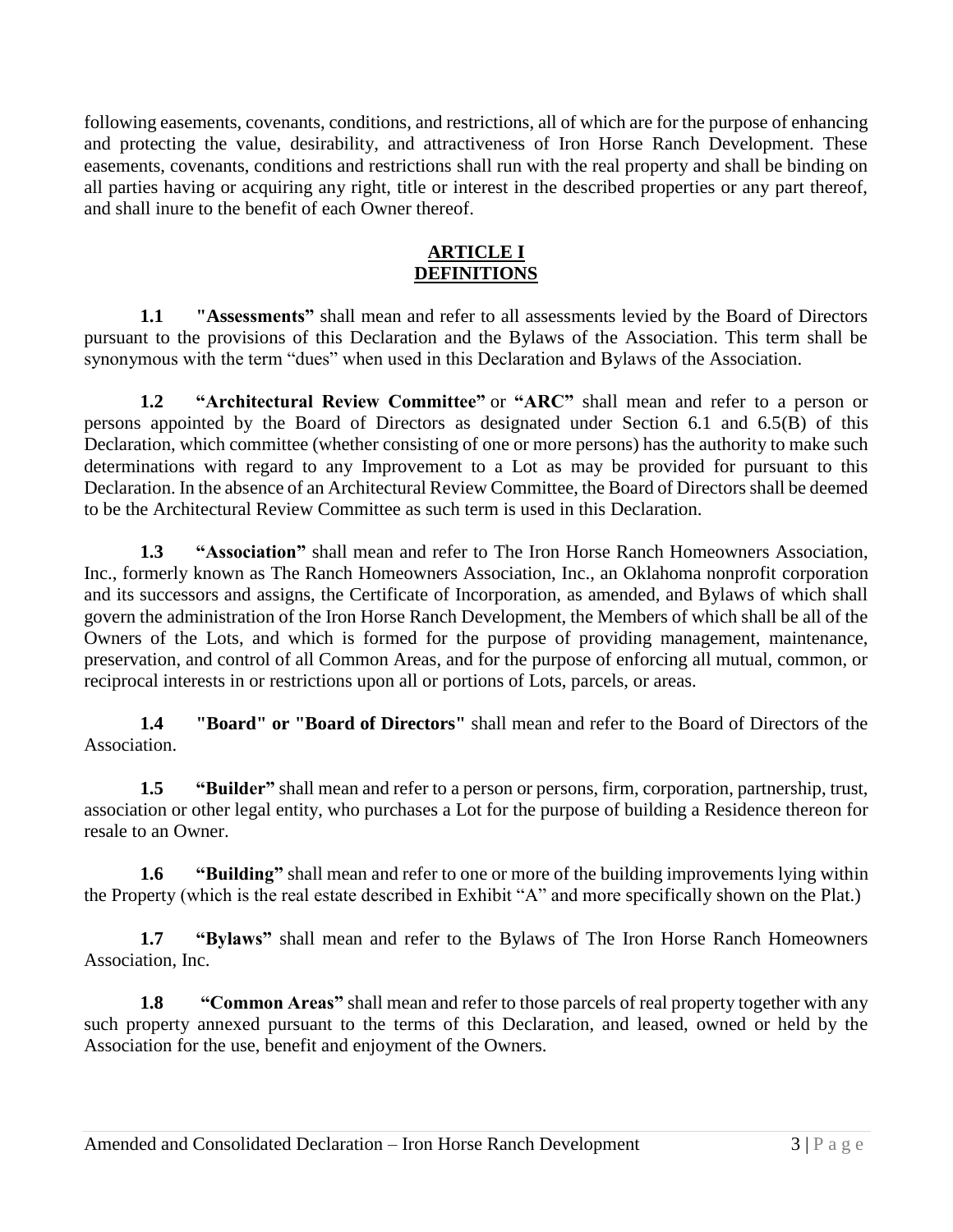following easements, covenants, conditions, and restrictions, all of which are for the purpose of enhancing and protecting the value, desirability, and attractiveness of Iron Horse Ranch Development. These easements, covenants, conditions and restrictions shall run with the real property and shall be binding on all parties having or acquiring any right, title or interest in the described properties or any part thereof, and shall inure to the benefit of each Owner thereof.

## ARTICLE I
## DEFINITIONS

**1.1 "Assessments"** shall mean and refer to all assessments levied by the Board of Directors pursuant to the provisions of this Declaration and the Bylaws of the Association. This term shall be synonymous with the term "dues" when used in this Declaration and Bylaws of the Association.

**1.2 "Architectural Review Committee"** or **"ARC"** shall mean and refer to a person or persons appointed by the Board of Directors as designated under Section 6.1 and 6.5(B) of this Declaration, which committee (whether consisting of one or more persons) has the authority to make such determinations with regard to any Improvement to a Lot as may be provided for pursuant to this Declaration. In the absence of an Architectural Review Committee, the Board of Directors shall be deemed to be the Architectural Review Committee as such term is used in this Declaration.

**1.3 "Association"** shall mean and refer to The Iron Horse Ranch Homeowners Association, Inc., formerly known as The Ranch Homeowners Association, Inc., an Oklahoma nonprofit corporation and its successors and assigns, the Certificate of Incorporation, as amended, and Bylaws of which shall govern the administration of the Iron Horse Ranch Development, the Members of which shall be all of the Owners of the Lots, and which is formed for the purpose of providing management, maintenance, preservation, and control of all Common Areas, and for the purpose of enforcing all mutual, common, or reciprocal interests in or restrictions upon all or portions of Lots, parcels, or areas.

**1.4 "Board" or "Board of Directors"** shall mean and refer to the Board of Directors of the Association.

**1.5 "Builder"** shall mean and refer to a person or persons, firm, corporation, partnership, trust, association or other legal entity, who purchases a Lot for the purpose of building a Residence thereon for resale to an Owner.

**1.6 "Building"** shall mean and refer to one or more of the building improvements lying within the Property (which is the real estate described in Exhibit "A" and more specifically shown on the Plat.)

**1.7 "Bylaws"** shall mean and refer to the Bylaws of The Iron Horse Ranch Homeowners Association, Inc.

**1.8 "Common Areas"** shall mean and refer to those parcels of real property together with any such property annexed pursuant to the terms of this Declaration, and leased, owned or held by the Association for the use, benefit and enjoyment of the Owners.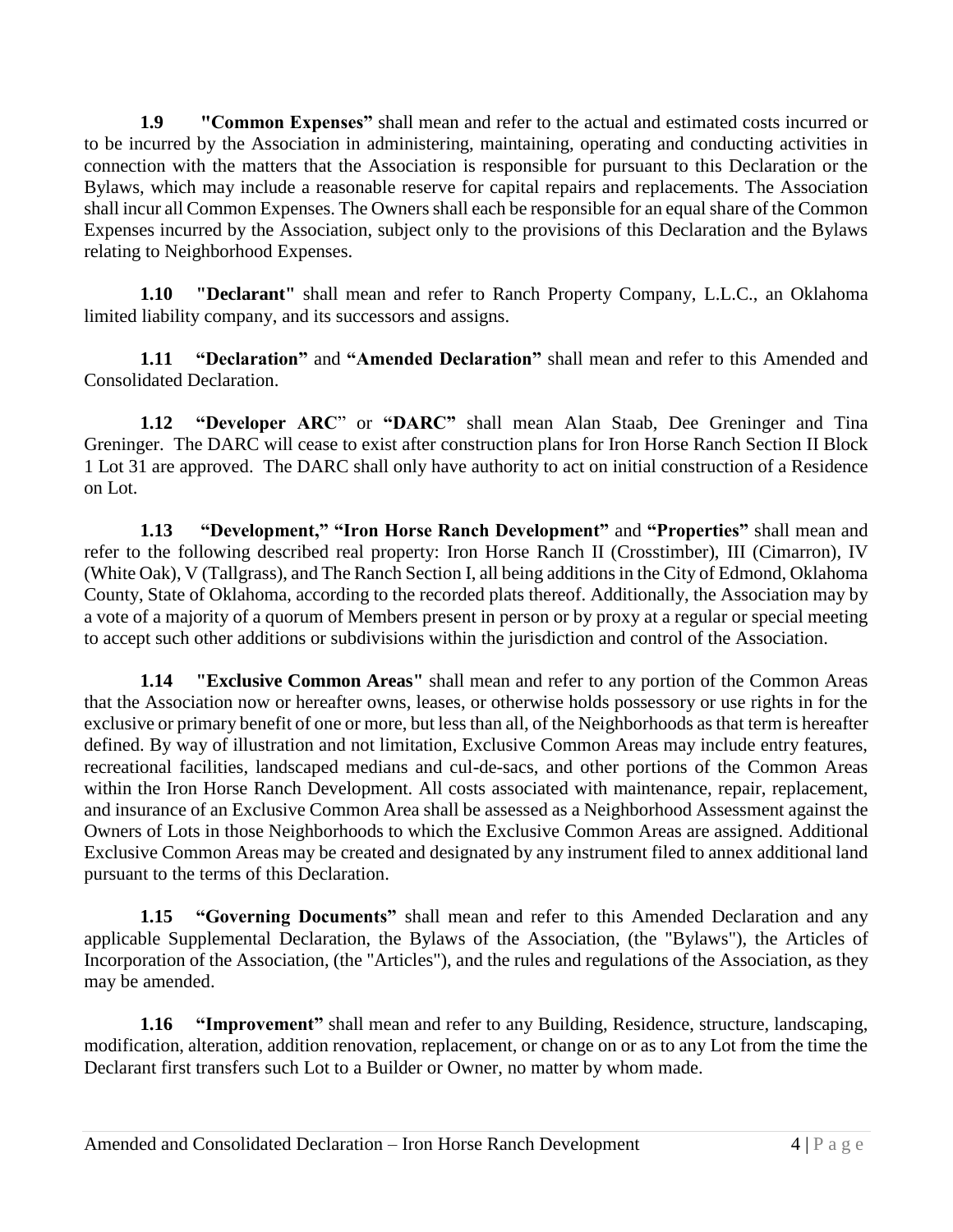**1.9 "Common Expenses"** shall mean and refer to the actual and estimated costs incurred or to be incurred by the Association in administering, maintaining, operating and conducting activities in connection with the matters that the Association is responsible for pursuant to this Declaration or the Bylaws, which may include a reasonable reserve for capital repairs and replacements. The Association shall incur all Common Expenses. The Owners shall each be responsible for an equal share of the Common Expenses incurred by the Association, subject only to the provisions of this Declaration and the Bylaws relating to Neighborhood Expenses.

**1.10 "Declarant"** shall mean and refer to Ranch Property Company, L.L.C., an Oklahoma limited liability company, and its successors and assigns.

**1.11 "Declaration"** and **"Amended Declaration"** shall mean and refer to this Amended and Consolidated Declaration.

**1.12 "Developer ARC"** or **"DARC"** shall mean Alan Staab, Dee Greninger and Tina Greninger. The DARC will cease to exist after construction plans for Iron Horse Ranch Section II Block 1 Lot 31 are approved. The DARC shall only have authority to act on initial construction of a Residence on Lot.

**1.13 "Development," "Iron Horse Ranch Development"** and **"Properties"** shall mean and refer to the following described real property: Iron Horse Ranch II (Crosstimber), III (Cimarron), IV (White Oak), V (Tallgrass), and The Ranch Section I, all being additions in the City of Edmond, Oklahoma County, State of Oklahoma, according to the recorded plats thereof. Additionally, the Association may by a vote of a majority of a quorum of Members present in person or by proxy at a regular or special meeting to accept such other additions or subdivisions within the jurisdiction and control of the Association.

**1.14 "Exclusive Common Areas"** shall mean and refer to any portion of the Common Areas that the Association now or hereafter owns, leases, or otherwise holds possessory or use rights in for the exclusive or primary benefit of one or more, but less than all, of the Neighborhoods as that term is hereafter defined. By way of illustration and not limitation, Exclusive Common Areas may include entry features, recreational facilities, landscaped medians and cul-de-sacs, and other portions of the Common Areas within the Iron Horse Ranch Development. All costs associated with maintenance, repair, replacement, and insurance of an Exclusive Common Area shall be assessed as a Neighborhood Assessment against the Owners of Lots in those Neighborhoods to which the Exclusive Common Areas are assigned. Additional Exclusive Common Areas may be created and designated by any instrument filed to annex additional land pursuant to the terms of this Declaration.

**1.15 "Governing Documents"** shall mean and refer to this Amended Declaration and any applicable Supplemental Declaration, the Bylaws of the Association, (the "Bylaws"), the Articles of Incorporation of the Association, (the "Articles"), and the rules and regulations of the Association, as they may be amended.

**1.16 "Improvement"** shall mean and refer to any Building, Residence, structure, landscaping, modification, alteration, addition renovation, replacement, or change on or as to any Lot from the time the Declarant first transfers such Lot to a Builder or Owner, no matter by whom made.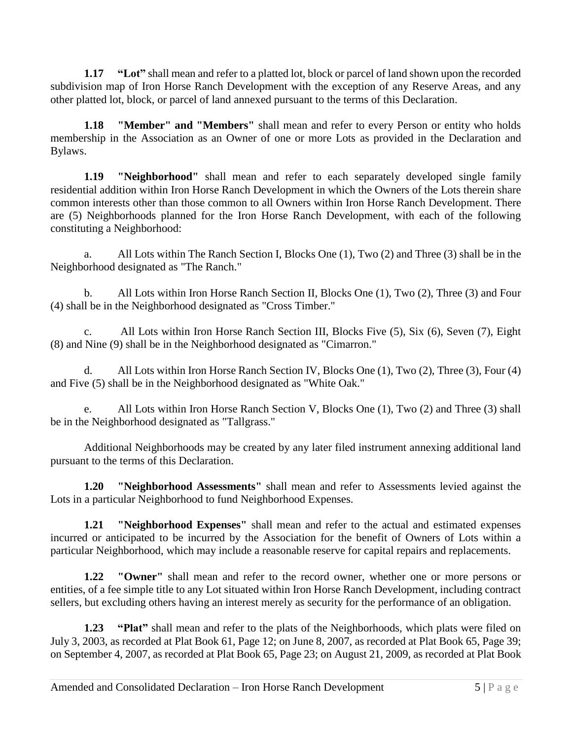**1.17 "Lot"** shall mean and refer to a platted lot, block or parcel of land shown upon the recorded subdivision map of Iron Horse Ranch Development with the exception of any Reserve Areas, and any other platted lot, block, or parcel of land annexed pursuant to the terms of this Declaration.

**1.18 "Member" and "Members"** shall mean and refer to every Person or entity who holds membership in the Association as an Owner of one or more Lots as provided in the Declaration and Bylaws.

**1.19 "Neighborhood"** shall mean and refer to each separately developed single family residential addition within Iron Horse Ranch Development in which the Owners of the Lots therein share common interests other than those common to all Owners within Iron Horse Ranch Development. There are (5) Neighborhoods planned for the Iron Horse Ranch Development, with each of the following constituting a Neighborhood:

a. All Lots within The Ranch Section I, Blocks One (1), Two (2) and Three (3) shall be in the Neighborhood designated as "The Ranch."

b. All Lots within Iron Horse Ranch Section II, Blocks One (1), Two (2), Three (3) and Four (4) shall be in the Neighborhood designated as "Cross Timber."

c. All Lots within Iron Horse Ranch Section III, Blocks Five (5), Six (6), Seven (7), Eight (8) and Nine (9) shall be in the Neighborhood designated as "Cimarron."

d. All Lots within Iron Horse Ranch Section IV, Blocks One (1), Two (2), Three (3), Four (4) and Five (5) shall be in the Neighborhood designated as "White Oak."

e. All Lots within Iron Horse Ranch Section V, Blocks One (1), Two (2) and Three (3) shall be in the Neighborhood designated as "Tallgrass."

Additional Neighborhoods may be created by any later filed instrument annexing additional land pursuant to the terms of this Declaration.

**1.20 "Neighborhood Assessments"** shall mean and refer to Assessments levied against the Lots in a particular Neighborhood to fund Neighborhood Expenses.

**1.21 "Neighborhood Expenses"** shall mean and refer to the actual and estimated expenses incurred or anticipated to be incurred by the Association for the benefit of Owners of Lots within a particular Neighborhood, which may include a reasonable reserve for capital repairs and replacements.

**1.22 "Owner"** shall mean and refer to the record owner, whether one or more persons or entities, of a fee simple title to any Lot situated within Iron Horse Ranch Development, including contract sellers, but excluding others having an interest merely as security for the performance of an obligation.

**1.23 "Plat"** shall mean and refer to the plats of the Neighborhoods, which plats were filed on July 3, 2003, as recorded at Plat Book 61, Page 12; on June 8, 2007, as recorded at Plat Book 65, Page 39; on September 4, 2007, as recorded at Plat Book 65, Page 23; on August 21, 2009, as recorded at Plat Book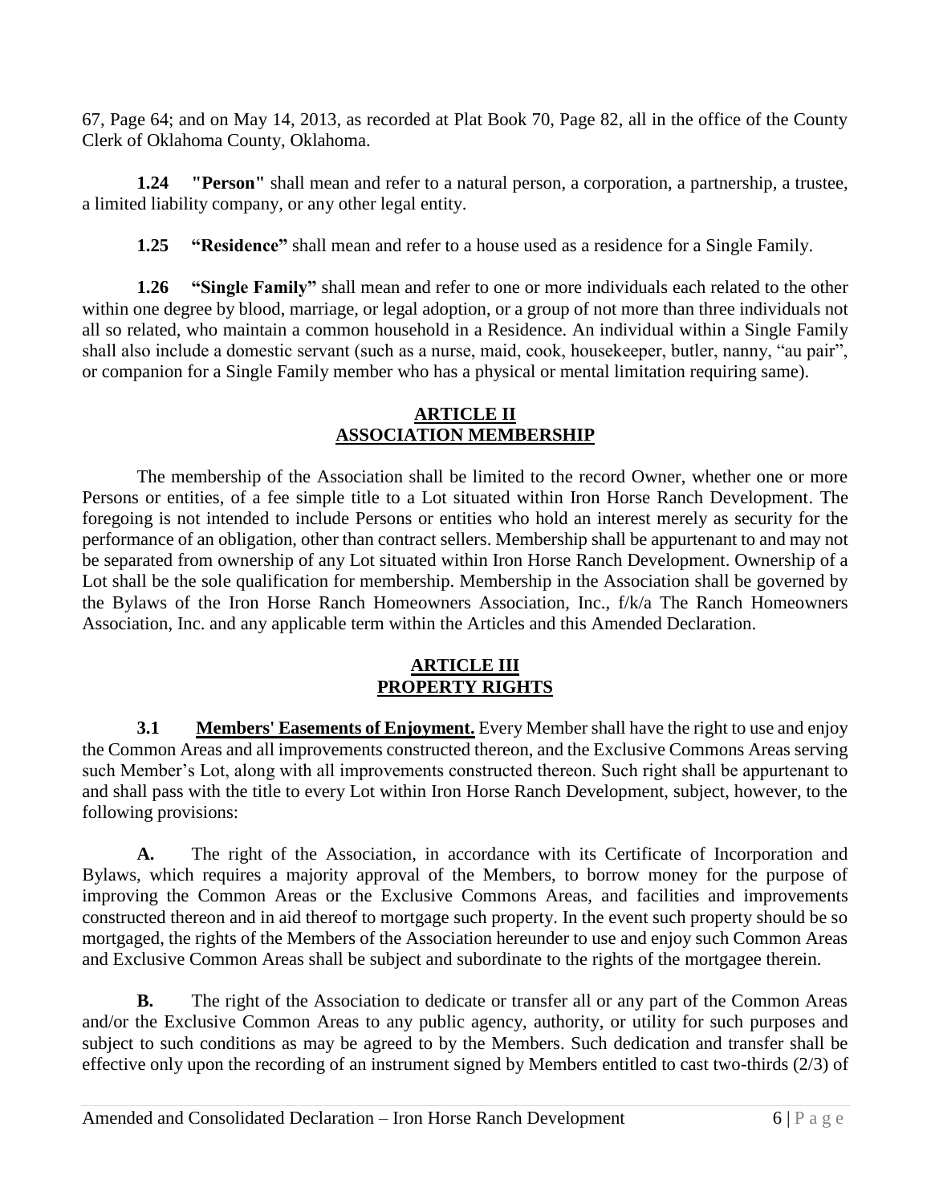67, Page 64; and on May 14, 2013, as recorded at Plat Book 70, Page 82, all in the office of the County Clerk of Oklahoma County, Oklahoma.

**1.24 "Person"** shall mean and refer to a natural person, a corporation, a partnership, a trustee, a limited liability company, or any other legal entity.

**1.25 "Residence"** shall mean and refer to a house used as a residence for a Single Family.

**1.26 "Single Family"** shall mean and refer to one or more individuals each related to the other within one degree by blood, marriage, or legal adoption, or a group of not more than three individuals not all so related, who maintain a common household in a Residence. An individual within a Single Family shall also include a domestic servant (such as a nurse, maid, cook, housekeeper, butler, nanny, "au pair", or companion for a Single Family member who has a physical or mental limitation requiring same).

## ARTICLE II
## ASSOCIATION MEMBERSHIP

The membership of the Association shall be limited to the record Owner, whether one or more Persons or entities, of a fee simple title to a Lot situated within Iron Horse Ranch Development. The foregoing is not intended to include Persons or entities who hold an interest merely as security for the performance of an obligation, other than contract sellers. Membership shall be appurtenant to and may not be separated from ownership of any Lot situated within Iron Horse Ranch Development. Ownership of a Lot shall be the sole qualification for membership. Membership in the Association shall be governed by the Bylaws of the Iron Horse Ranch Homeowners Association, Inc., f/k/a The Ranch Homeowners Association, Inc. and any applicable term within the Articles and this Amended Declaration.

## ARTICLE III
## PROPERTY RIGHTS

**3.1 Members' Easements of Enjoyment.** Every Member shall have the right to use and enjoy the Common Areas and all improvements constructed thereon, and the Exclusive Commons Areas serving such Member's Lot, along with all improvements constructed thereon. Such right shall be appurtenant to and shall pass with the title to every Lot within Iron Horse Ranch Development, subject, however, to the following provisions:

**A.** The right of the Association, in accordance with its Certificate of Incorporation and Bylaws, which requires a majority approval of the Members, to borrow money for the purpose of improving the Common Areas or the Exclusive Commons Areas, and facilities and improvements constructed thereon and in aid thereof to mortgage such property. In the event such property should be so mortgaged, the rights of the Members of the Association hereunder to use and enjoy such Common Areas and Exclusive Common Areas shall be subject and subordinate to the rights of the mortgagee therein.

**B.** The right of the Association to dedicate or transfer all or any part of the Common Areas and/or the Exclusive Common Areas to any public agency, authority, or utility for such purposes and subject to such conditions as may be agreed to by the Members. Such dedication and transfer shall be effective only upon the recording of an instrument signed by Members entitled to cast two-thirds (2/3) of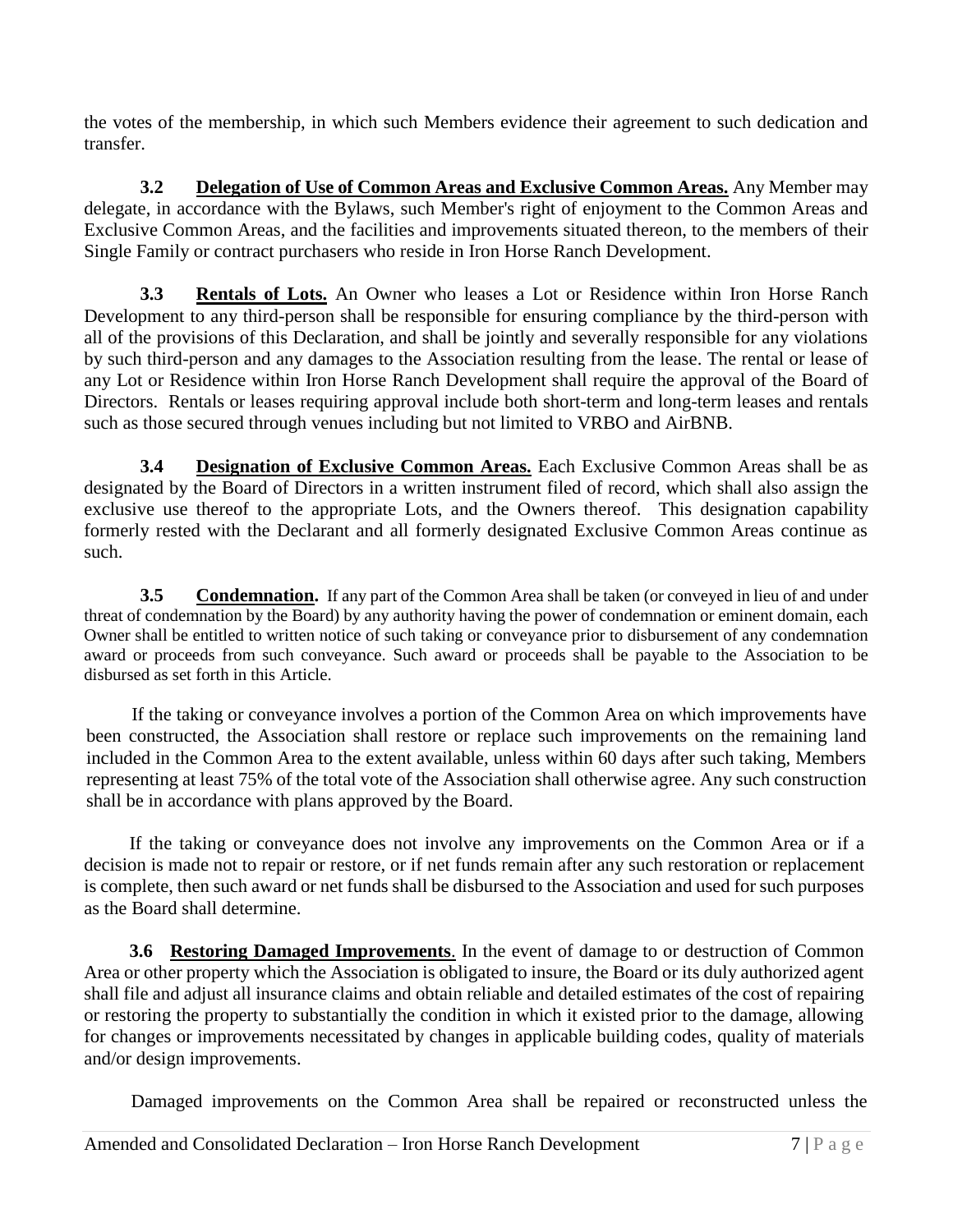the votes of the membership, in which such Members evidence their agreement to such dedication and transfer.

**3.2 Delegation of Use of Common Areas and Exclusive Common Areas.** Any Member may delegate, in accordance with the Bylaws, such Member's right of enjoyment to the Common Areas and Exclusive Common Areas, and the facilities and improvements situated thereon, to the members of their Single Family or contract purchasers who reside in Iron Horse Ranch Development.

**3.3 Rentals of Lots.** An Owner who leases a Lot or Residence within Iron Horse Ranch Development to any third-person shall be responsible for ensuring compliance by the third-person with all of the provisions of this Declaration, and shall be jointly and severally responsible for any violations by such third-person and any damages to the Association resulting from the lease. The rental or lease of any Lot or Residence within Iron Horse Ranch Development shall require the approval of the Board of Directors. Rentals or leases requiring approval include both short-term and long-term leases and rentals such as those secured through venues including but not limited to VRBO and AirBNB.

**3.4 Designation of Exclusive Common Areas.** Each Exclusive Common Areas shall be as designated by the Board of Directors in a written instrument filed of record, which shall also assign the exclusive use thereof to the appropriate Lots, and the Owners thereof. This designation capability formerly rested with the Declarant and all formerly designated Exclusive Common Areas continue as such.

**3.5 Condemnation.** If any part of the Common Area shall be taken (or conveyed in lieu of and under threat of condemnation by the Board) by any authority having the power of condemnation or eminent domain, each Owner shall be entitled to written notice of such taking or conveyance prior to disbursement of any condemnation award or proceeds from such conveyance. Such award or proceeds shall be payable to the Association to be disbursed as set forth in this Article.

If the taking or conveyance involves a portion of the Common Area on which improvements have been constructed, the Association shall restore or replace such improvements on the remaining land included in the Common Area to the extent available, unless within 60 days after such taking, Members representing at least 75% of the total vote of the Association shall otherwise agree. Any such construction shall be in accordance with plans approved by the Board.

If the taking or conveyance does not involve any improvements on the Common Area or if a decision is made not to repair or restore, or if net funds remain after any such restoration or replacement is complete, then such award or net funds shall be disbursed to the Association and used for such purposes as the Board shall determine.

**3.6 Restoring Damaged Improvements**. In the event of damage to or destruction of Common Area or other property which the Association is obligated to insure, the Board or its duly authorized agent shall file and adjust all insurance claims and obtain reliable and detailed estimates of the cost of repairing or restoring the property to substantially the condition in which it existed prior to the damage, allowing for changes or improvements necessitated by changes in applicable building codes, quality of materials and/or design improvements.

Damaged improvements on the Common Area shall be repaired or reconstructed unless the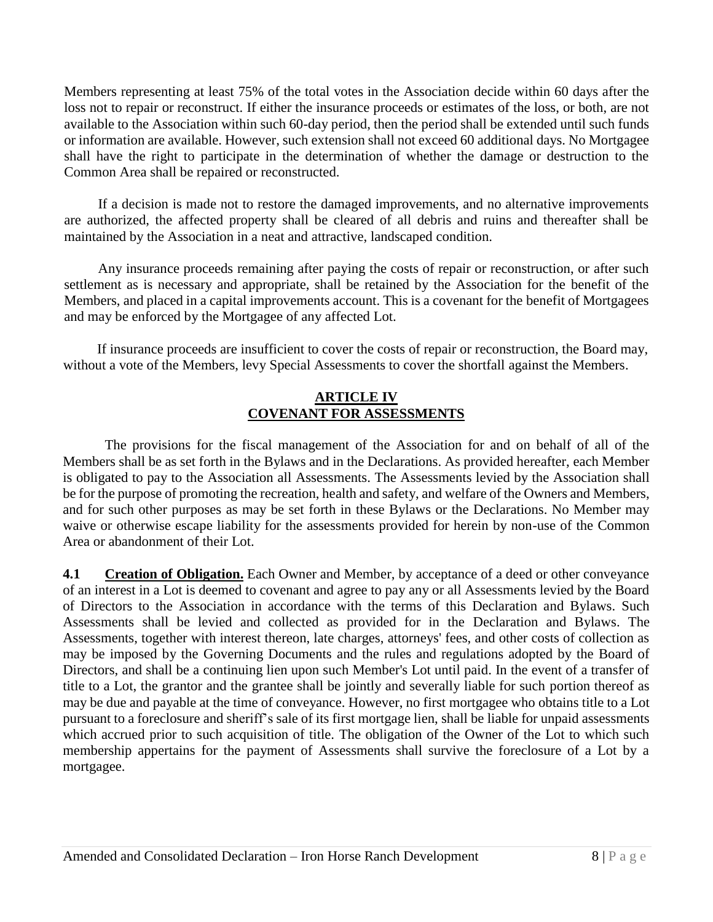Members representing at least 75% of the total votes in the Association decide within 60 days after the loss not to repair or reconstruct. If either the insurance proceeds or estimates of the loss, or both, are not available to the Association within such 60-day period, then the period shall be extended until such funds or information are available. However, such extension shall not exceed 60 additional days. No Mortgagee shall have the right to participate in the determination of whether the damage or destruction to the Common Area shall be repaired or reconstructed.

If a decision is made not to restore the damaged improvements, and no alternative improvements are authorized, the affected property shall be cleared of all debris and ruins and thereafter shall be maintained by the Association in a neat and attractive, landscaped condition.

Any insurance proceeds remaining after paying the costs of repair or reconstruction, or after such settlement as is necessary and appropriate, shall be retained by the Association for the benefit of the Members, and placed in a capital improvements account. This is a covenant for the benefit of Mortgagees and may be enforced by the Mortgagee of any affected Lot.

If insurance proceeds are insufficient to cover the costs of repair or reconstruction, the Board may, without a vote of the Members, levy Special Assessments to cover the shortfall against the Members.

## ARTICLE IV
## COVENANT FOR ASSESSMENTS

The provisions for the fiscal management of the Association for and on behalf of all of the Members shall be as set forth in the Bylaws and in the Declarations. As provided hereafter, each Member is obligated to pay to the Association all Assessments. The Assessments levied by the Association shall be for the purpose of promoting the recreation, health and safety, and welfare of the Owners and Members, and for such other purposes as may be set forth in these Bylaws or the Declarations. No Member may waive or otherwise escape liability for the assessments provided for herein by non-use of the Common Area or abandonment of their Lot.

**4.1 Creation of Obligation.** Each Owner and Member, by acceptance of a deed or other conveyance of an interest in a Lot is deemed to covenant and agree to pay any or all Assessments levied by the Board of Directors to the Association in accordance with the terms of this Declaration and Bylaws. Such Assessments shall be levied and collected as provided for in the Declaration and Bylaws. The Assessments, together with interest thereon, late charges, attorneys' fees, and other costs of collection as may be imposed by the Governing Documents and the rules and regulations adopted by the Board of Directors, and shall be a continuing lien upon such Member's Lot until paid. In the event of a transfer of title to a Lot, the grantor and the grantee shall be jointly and severally liable for such portion thereof as may be due and payable at the time of conveyance. However, no first mortgagee who obtains title to a Lot pursuant to a foreclosure and sheriff's sale of its first mortgage lien, shall be liable for unpaid assessments which accrued prior to such acquisition of title. The obligation of the Owner of the Lot to which such membership appertains for the payment of Assessments shall survive the foreclosure of a Lot by a mortgagee.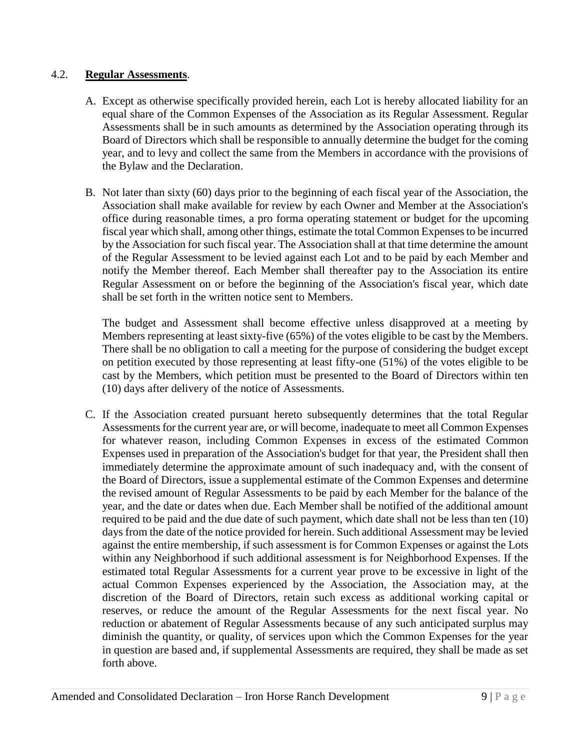### 4.2. **Regular Assessments**.

A. Except as otherwise specifically provided herein, each Lot is hereby allocated liability for an equal share of the Common Expenses of the Association as its Regular Assessment. Regular Assessments shall be in such amounts as determined by the Association operating through its Board of Directors which shall be responsible to annually determine the budget for the coming year, and to levy and collect the same from the Members in accordance with the provisions of the Bylaw and the Declaration.

B. Not later than sixty (60) days prior to the beginning of each fiscal year of the Association, the Association shall make available for review by each Owner and Member at the Association's office during reasonable times, a pro forma operating statement or budget for the upcoming fiscal year which shall, among other things, estimate the total Common Expenses to be incurred by the Association for such fiscal year. The Association shall at that time determine the amount of the Regular Assessment to be levied against each Lot and to be paid by each Member and notify the Member thereof. Each Member shall thereafter pay to the Association its entire Regular Assessment on or before the beginning of the Association's fiscal year, which date shall be set forth in the written notice sent to Members.

   The budget and Assessment shall become effective unless disapproved at a meeting by Members representing at least sixty-five (65%) of the votes eligible to be cast by the Members. There shall be no obligation to call a meeting for the purpose of considering the budget except on petition executed by those representing at least fifty-one (51%) of the votes eligible to be cast by the Members, which petition must be presented to the Board of Directors within ten (10) days after delivery of the notice of Assessments.

C. If the Association created pursuant hereto subsequently determines that the total Regular Assessments for the current year are, or will become, inadequate to meet all Common Expenses for whatever reason, including Common Expenses in excess of the estimated Common Expenses used in preparation of the Association's budget for that year, the President shall then immediately determine the approximate amount of such inadequacy and, with the consent of the Board of Directors, issue a supplemental estimate of the Common Expenses and determine the revised amount of Regular Assessments to be paid by each Member for the balance of the year, and the date or dates when due. Each Member shall be notified of the additional amount required to be paid and the due date of such payment, which date shall not be less than ten (10) days from the date of the notice provided for herein. Such additional Assessment may be levied against the entire membership, if such assessment is for Common Expenses or against the Lots within any Neighborhood if such additional assessment is for Neighborhood Expenses. If the estimated total Regular Assessments for a current year prove to be excessive in light of the actual Common Expenses experienced by the Association, the Association may, at the discretion of the Board of Directors, retain such excess as additional working capital or reserves, or reduce the amount of the Regular Assessments for the next fiscal year. No reduction or abatement of Regular Assessments because of any such anticipated surplus may diminish the quantity, or quality, of services upon which the Common Expenses for the year in question are based and, if supplemental Assessments are required, they shall be made as set forth above.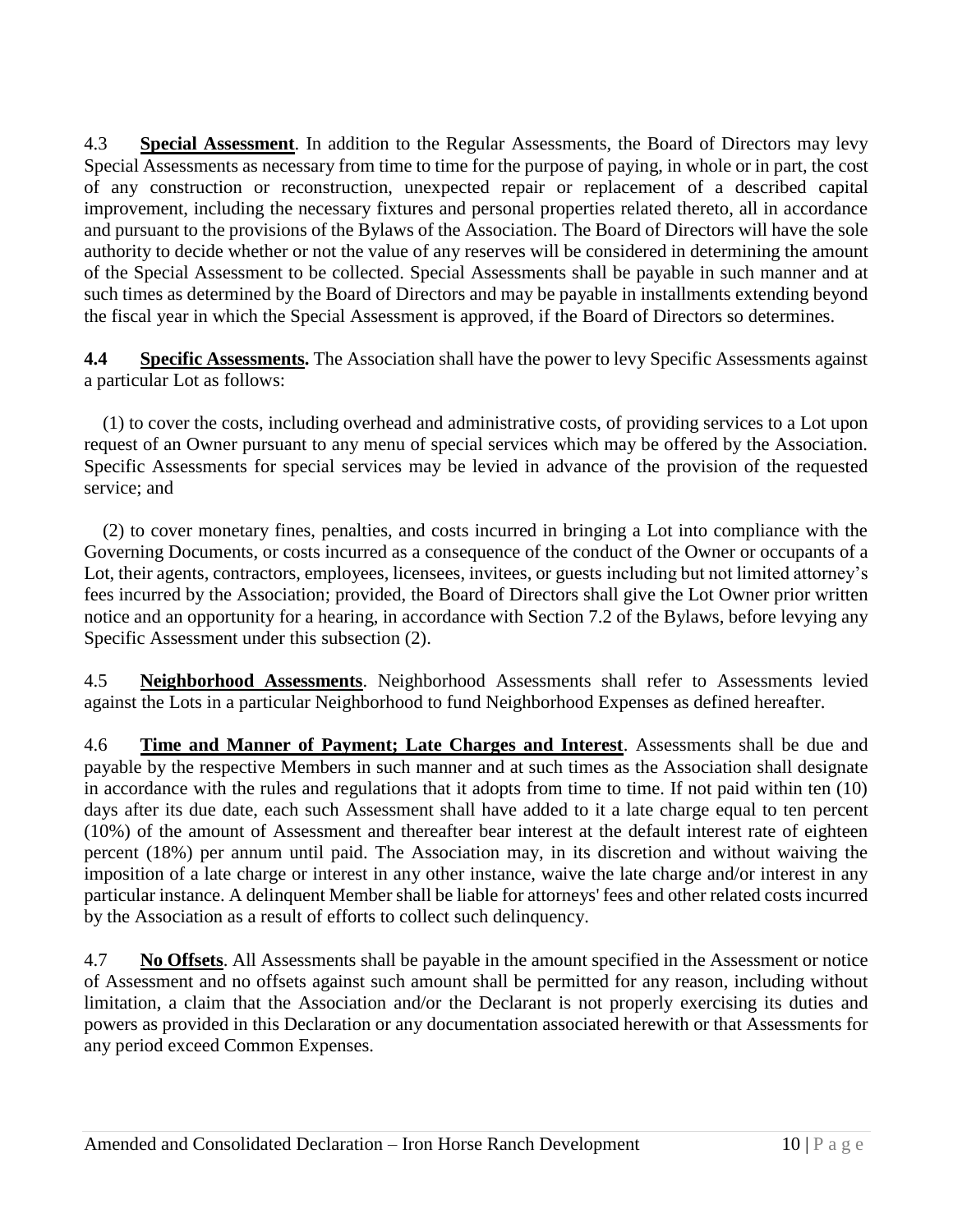4.3 **Special Assessment**. In addition to the Regular Assessments, the Board of Directors may levy Special Assessments as necessary from time to time for the purpose of paying, in whole or in part, the cost of any construction or reconstruction, unexpected repair or replacement of a described capital improvement, including the necessary fixtures and personal properties related thereto, all in accordance and pursuant to the provisions of the Bylaws of the Association. The Board of Directors will have the sole authority to decide whether or not the value of any reserves will be considered in determining the amount of the Special Assessment to be collected. Special Assessments shall be payable in such manner and at such times as determined by the Board of Directors and may be payable in installments extending beyond the fiscal year in which the Special Assessment is approved, if the Board of Directors so determines.

**4.4 Specific Assessments.** The Association shall have the power to levy Specific Assessments against a particular Lot as follows:

(1) to cover the costs, including overhead and administrative costs, of providing services to a Lot upon request of an Owner pursuant to any menu of special services which may be offered by the Association. Specific Assessments for special services may be levied in advance of the provision of the requested service; and

(2) to cover monetary fines, penalties, and costs incurred in bringing a Lot into compliance with the Governing Documents, or costs incurred as a consequence of the conduct of the Owner or occupants of a Lot, their agents, contractors, employees, licensees, invitees, or guests including but not limited attorney's fees incurred by the Association; provided, the Board of Directors shall give the Lot Owner prior written notice and an opportunity for a hearing, in accordance with Section 7.2 of the Bylaws, before levying any Specific Assessment under this subsection (2).

4.5 **Neighborhood Assessments**. Neighborhood Assessments shall refer to Assessments levied against the Lots in a particular Neighborhood to fund Neighborhood Expenses as defined hereafter.

4.6 **Time and Manner of Payment; Late Charges and Interest**. Assessments shall be due and payable by the respective Members in such manner and at such times as the Association shall designate in accordance with the rules and regulations that it adopts from time to time. If not paid within ten (10) days after its due date, each such Assessment shall have added to it a late charge equal to ten percent (10%) of the amount of Assessment and thereafter bear interest at the default interest rate of eighteen percent (18%) per annum until paid. The Association may, in its discretion and without waiving the imposition of a late charge or interest in any other instance, waive the late charge and/or interest in any particular instance. A delinquent Member shall be liable for attorneys' fees and other related costs incurred by the Association as a result of efforts to collect such delinquency.

4.7 **No Offsets**. All Assessments shall be payable in the amount specified in the Assessment or notice of Assessment and no offsets against such amount shall be permitted for any reason, including without limitation, a claim that the Association and/or the Declarant is not properly exercising its duties and powers as provided in this Declaration or any documentation associated herewith or that Assessments for any period exceed Common Expenses.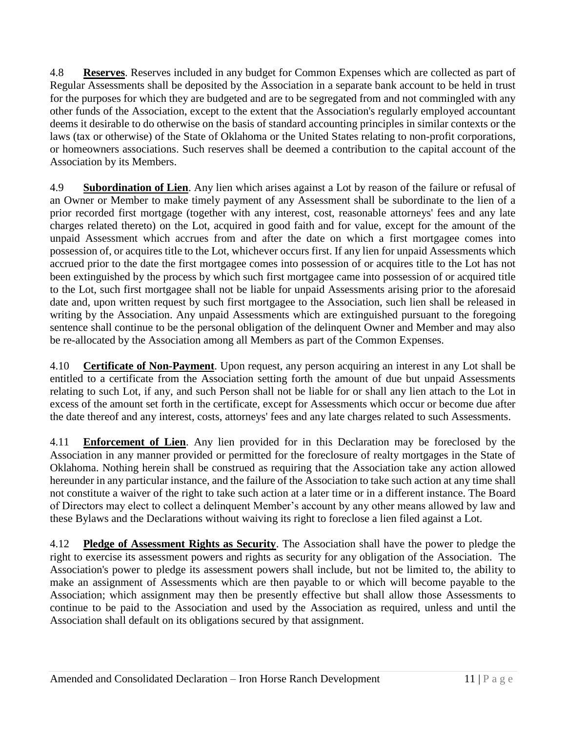4.8 **Reserves**. Reserves included in any budget for Common Expenses which are collected as part of Regular Assessments shall be deposited by the Association in a separate bank account to be held in trust for the purposes for which they are budgeted and are to be segregated from and not commingled with any other funds of the Association, except to the extent that the Association's regularly employed accountant deems it desirable to do otherwise on the basis of standard accounting principles in similar contexts or the laws (tax or otherwise) of the State of Oklahoma or the United States relating to non-profit corporations, or homeowners associations. Such reserves shall be deemed a contribution to the capital account of the Association by its Members.

4.9 **Subordination of Lien**. Any lien which arises against a Lot by reason of the failure or refusal of an Owner or Member to make timely payment of any Assessment shall be subordinate to the lien of a prior recorded first mortgage (together with any interest, cost, reasonable attorneys' fees and any late charges related thereto) on the Lot, acquired in good faith and for value, except for the amount of the unpaid Assessment which accrues from and after the date on which a first mortgagee comes into possession of, or acquires title to the Lot, whichever occurs first. If any lien for unpaid Assessments which accrued prior to the date the first mortgagee comes into possession of or acquires title to the Lot has not been extinguished by the process by which such first mortgagee came into possession of or acquired title to the Lot, such first mortgagee shall not be liable for unpaid Assessments arising prior to the aforesaid date and, upon written request by such first mortgagee to the Association, such lien shall be released in writing by the Association. Any unpaid Assessments which are extinguished pursuant to the foregoing sentence shall continue to be the personal obligation of the delinquent Owner and Member and may also be re-allocated by the Association among all Members as part of the Common Expenses.

4.10 **Certificate of Non-Payment**. Upon request, any person acquiring an interest in any Lot shall be entitled to a certificate from the Association setting forth the amount of due but unpaid Assessments relating to such Lot, if any, and such Person shall not be liable for or shall any lien attach to the Lot in excess of the amount set forth in the certificate, except for Assessments which occur or become due after the date thereof and any interest, costs, attorneys' fees and any late charges related to such Assessments.

4.11 **Enforcement of Lien**. Any lien provided for in this Declaration may be foreclosed by the Association in any manner provided or permitted for the foreclosure of realty mortgages in the State of Oklahoma. Nothing herein shall be construed as requiring that the Association take any action allowed hereunder in any particular instance, and the failure of the Association to take such action at any time shall not constitute a waiver of the right to take such action at a later time or in a different instance. The Board of Directors may elect to collect a delinquent Member's account by any other means allowed by law and these Bylaws and the Declarations without waiving its right to foreclose a lien filed against a Lot.

4.12 **Pledge of Assessment Rights as Security**. The Association shall have the power to pledge the right to exercise its assessment powers and rights as security for any obligation of the Association. The Association's power to pledge its assessment powers shall include, but not be limited to, the ability to make an assignment of Assessments which are then payable to or which will become payable to the Association; which assignment may then be presently effective but shall allow those Assessments to continue to be paid to the Association and used by the Association as required, unless and until the Association shall default on its obligations secured by that assignment.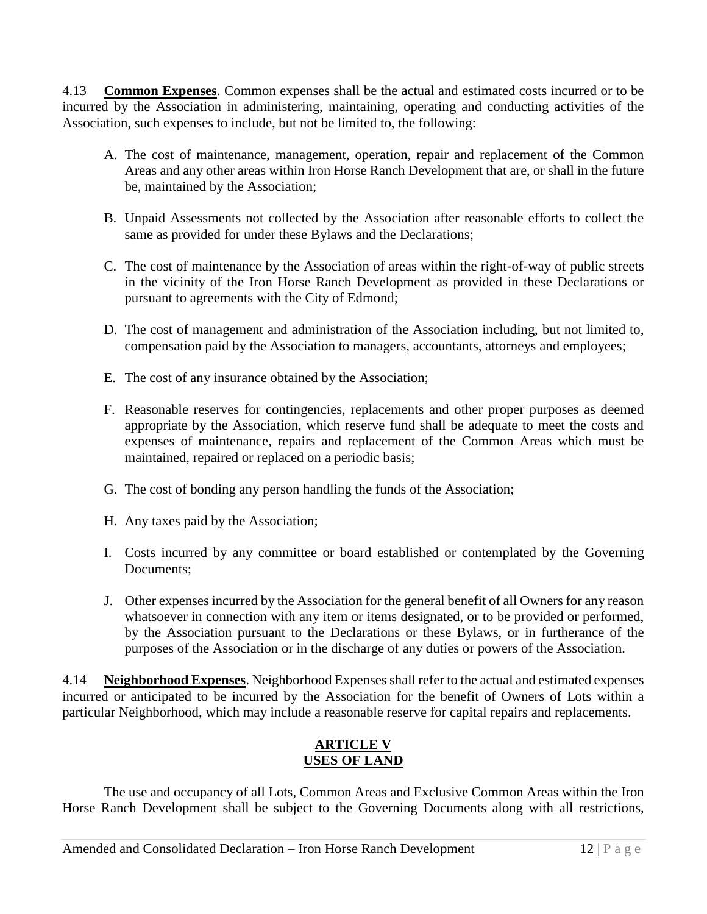4.13 **Common Expenses**. Common expenses shall be the actual and estimated costs incurred or to be incurred by the Association in administering, maintaining, operating and conducting activities of the Association, such expenses to include, but not be limited to, the following:

A. The cost of maintenance, management, operation, repair and replacement of the Common Areas and any other areas within Iron Horse Ranch Development that are, or shall in the future be, maintained by the Association;

B. Unpaid Assessments not collected by the Association after reasonable efforts to collect the same as provided for under these Bylaws and the Declarations;

C. The cost of maintenance by the Association of areas within the right-of-way of public streets in the vicinity of the Iron Horse Ranch Development as provided in these Declarations or pursuant to agreements with the City of Edmond;

D. The cost of management and administration of the Association including, but not limited to, compensation paid by the Association to managers, accountants, attorneys and employees;

E. The cost of any insurance obtained by the Association;

F. Reasonable reserves for contingencies, replacements and other proper purposes as deemed appropriate by the Association, which reserve fund shall be adequate to meet the costs and expenses of maintenance, repairs and replacement of the Common Areas which must be maintained, repaired or replaced on a periodic basis;

G. The cost of bonding any person handling the funds of the Association;

H. Any taxes paid by the Association;

I. Costs incurred by any committee or board established or contemplated by the Governing Documents;

J. Other expenses incurred by the Association for the general benefit of all Owners for any reason whatsoever in connection with any item or items designated, or to be provided or performed, by the Association pursuant to the Declarations or these Bylaws, or in furtherance of the purposes of the Association or in the discharge of any duties or powers of the Association.

4.14 **Neighborhood Expenses**. Neighborhood Expenses shall refer to the actual and estimated expenses incurred or anticipated to be incurred by the Association for the benefit of Owners of Lots within a particular Neighborhood, which may include a reasonable reserve for capital repairs and replacements.

## ARTICLE V
## USES OF LAND

The use and occupancy of all Lots, Common Areas and Exclusive Common Areas within the Iron Horse Ranch Development shall be subject to the Governing Documents along with all restrictions,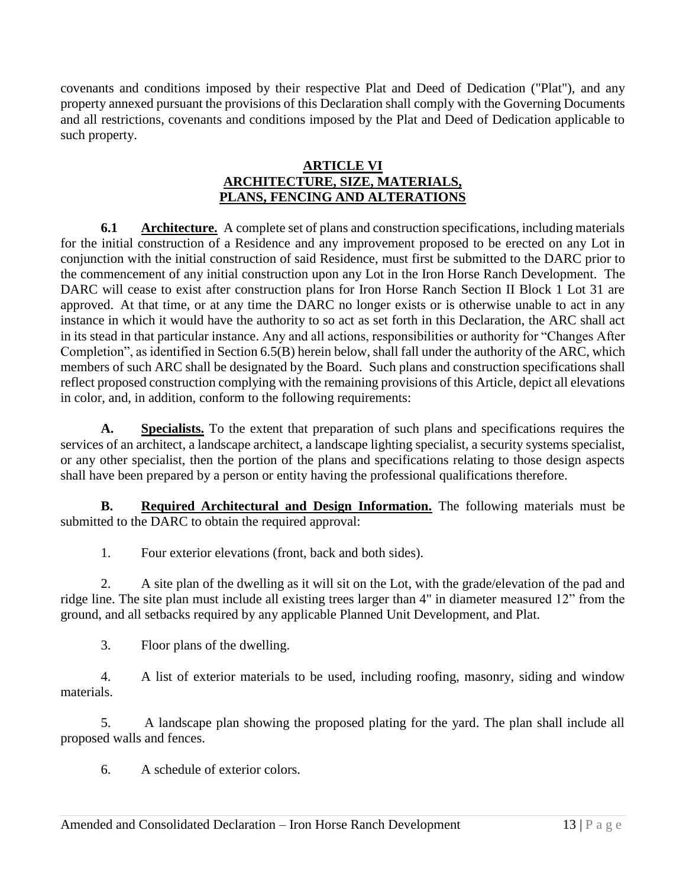covenants and conditions imposed by their respective Plat and Deed of Dedication ("Plat"), and any property annexed pursuant the provisions of this Declaration shall comply with the Governing Documents and all restrictions, covenants and conditions imposed by the Plat and Deed of Dedication applicable to such property.

## ARTICLE VI
## ARCHITECTURE, SIZE, MATERIALS, PLANS, FENCING AND ALTERATIONS

**6.1** **Architecture.** A complete set of plans and construction specifications, including materials for the initial construction of a Residence and any improvement proposed to be erected on any Lot in conjunction with the initial construction of said Residence, must first be submitted to the DARC prior to the commencement of any initial construction upon any Lot in the Iron Horse Ranch Development. The DARC will cease to exist after construction plans for Iron Horse Ranch Section II Block 1 Lot 31 are approved. At that time, or at any time the DARC no longer exists or is otherwise unable to act in any instance in which it would have the authority to so act as set forth in this Declaration, the ARC shall act in its stead in that particular instance. Any and all actions, responsibilities or authority for "Changes After Completion", as identified in Section 6.5(B) herein below, shall fall under the authority of the ARC, which members of such ARC shall be designated by the Board. Such plans and construction specifications shall reflect proposed construction complying with the remaining provisions of this Article, depict all elevations in color, and, in addition, conform to the following requirements:

**A.** **Specialists.** To the extent that preparation of such plans and specifications requires the services of an architect, a landscape architect, a landscape lighting specialist, a security systems specialist, or any other specialist, then the portion of the plans and specifications relating to those design aspects shall have been prepared by a person or entity having the professional qualifications therefore.

**B.** **Required Architectural and Design Information.** The following materials must be submitted to the DARC to obtain the required approval:

1. Four exterior elevations (front, back and both sides).

2. A site plan of the dwelling as it will sit on the Lot, with the grade/elevation of the pad and ridge line. The site plan must include all existing trees larger than 4" in diameter measured 12" from the ground, and all setbacks required by any applicable Planned Unit Development, and Plat.

3. Floor plans of the dwelling.

4. A list of exterior materials to be used, including roofing, masonry, siding and window materials.

5. A landscape plan showing the proposed plating for the yard. The plan shall include all proposed walls and fences.

6. A schedule of exterior colors.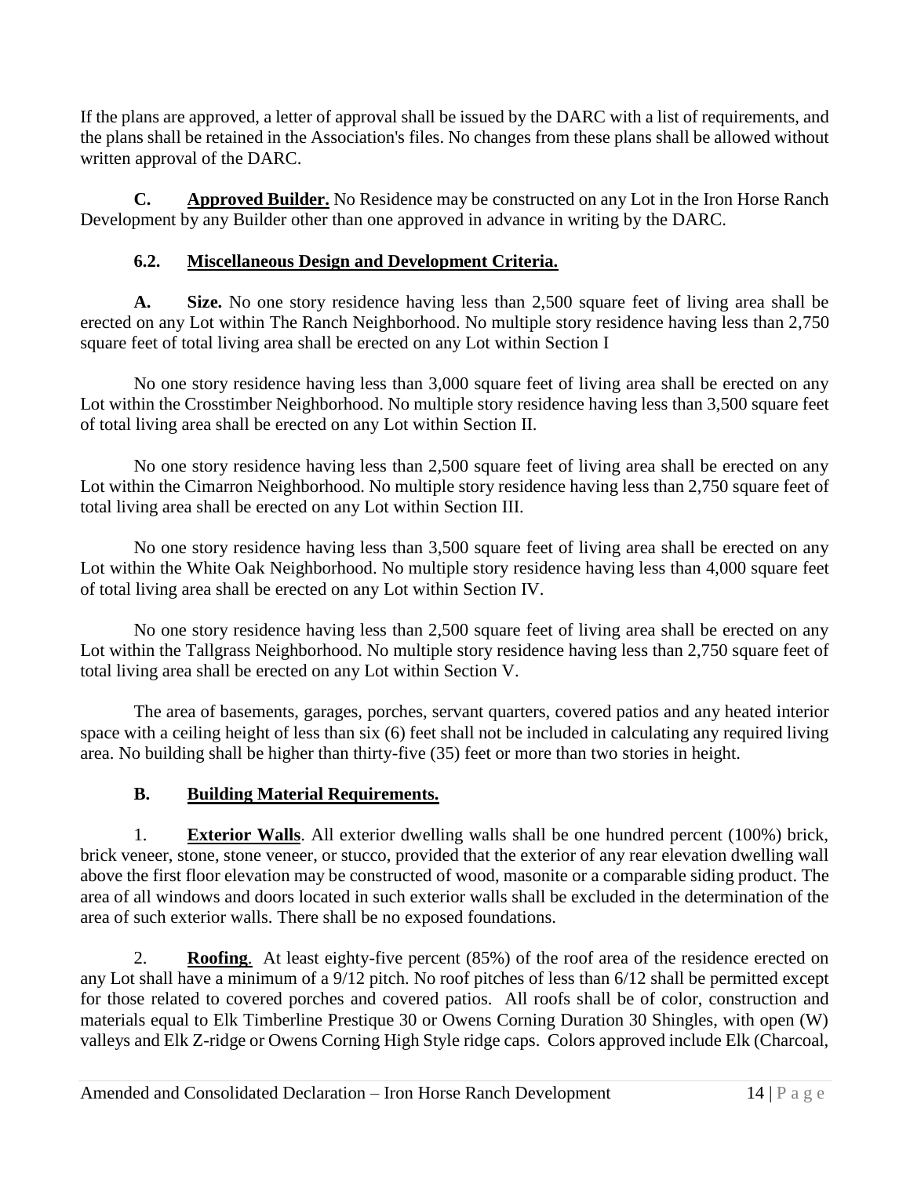If the plans are approved, a letter of approval shall be issued by the DARC with a list of requirements, and the plans shall be retained in the Association's files. No changes from these plans shall be allowed without written approval of the DARC.

**C. Approved Builder.** No Residence may be constructed on any Lot in the Iron Horse Ranch Development by any Builder other than one approved in advance in writing by the DARC.

### 6.2. Miscellaneous Design and Development Criteria.

**A. Size.** No one story residence having less than 2,500 square feet of living area shall be erected on any Lot within The Ranch Neighborhood. No multiple story residence having less than 2,750 square feet of total living area shall be erected on any Lot within Section I

No one story residence having less than 3,000 square feet of living area shall be erected on any Lot within the Crosstimber Neighborhood. No multiple story residence having less than 3,500 square feet of total living area shall be erected on any Lot within Section II.

No one story residence having less than 2,500 square feet of living area shall be erected on any Lot within the Cimarron Neighborhood. No multiple story residence having less than 2,750 square feet of total living area shall be erected on any Lot within Section III.

No one story residence having less than 3,500 square feet of living area shall be erected on any Lot within the White Oak Neighborhood. No multiple story residence having less than 4,000 square feet of total living area shall be erected on any Lot within Section IV.

No one story residence having less than 2,500 square feet of living area shall be erected on any Lot within the Tallgrass Neighborhood. No multiple story residence having less than 2,750 square feet of total living area shall be erected on any Lot within Section V.

The area of basements, garages, porches, servant quarters, covered patios and any heated interior space with a ceiling height of less than six (6) feet shall not be included in calculating any required living area. No building shall be higher than thirty-five (35) feet or more than two stories in height.

**B. Building Material Requirements.**

1. **Exterior Walls**. All exterior dwelling walls shall be one hundred percent (100%) brick, brick veneer, stone, stone veneer, or stucco, provided that the exterior of any rear elevation dwelling wall above the first floor elevation may be constructed of wood, masonite or a comparable siding product. The area of all windows and doors located in such exterior walls shall be excluded in the determination of the area of such exterior walls. There shall be no exposed foundations.

2. **Roofing**. At least eighty-five percent (85%) of the roof area of the residence erected on any Lot shall have a minimum of a 9/12 pitch. No roof pitches of less than 6/12 shall be permitted except for those related to covered porches and covered patios. All roofs shall be of color, construction and materials equal to Elk Timberline Prestique 30 or Owens Corning Duration 30 Shingles, with open (W) valleys and Elk Z-ridge or Owens Corning High Style ridge caps. Colors approved include Elk (Charcoal,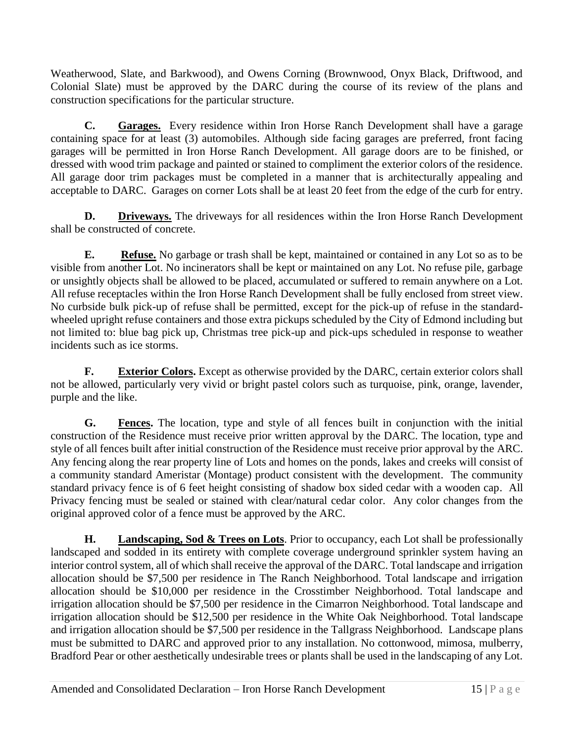Weatherwood, Slate, and Barkwood), and Owens Corning (Brownwood, Onyx Black, Driftwood, and Colonial Slate) must be approved by the DARC during the course of its review of the plans and construction specifications for the particular structure.

**C. <u>Garages.</u>** Every residence within Iron Horse Ranch Development shall have a garage containing space for at least (3) automobiles. Although side facing garages are preferred, front facing garages will be permitted in Iron Horse Ranch Development. All garage doors are to be finished, or dressed with wood trim package and painted or stained to compliment the exterior colors of the residence. All garage door trim packages must be completed in a manner that is architecturally appealing and acceptable to DARC. Garages on corner Lots shall be at least 20 feet from the edge of the curb for entry.

**D. <u>Driveways.</u>** The driveways for all residences within the Iron Horse Ranch Development shall be constructed of concrete.

**E. <u>Refuse.</u>** No garbage or trash shall be kept, maintained or contained in any Lot so as to be visible from another Lot. No incinerators shall be kept or maintained on any Lot. No refuse pile, garbage or unsightly objects shall be allowed to be placed, accumulated or suffered to remain anywhere on a Lot. All refuse receptacles within the Iron Horse Ranch Development shall be fully enclosed from street view. No curbside bulk pick-up of refuse shall be permitted, except for the pick-up of refuse in the standard-wheeled upright refuse containers and those extra pickups scheduled by the City of Edmond including but not limited to: blue bag pick up, Christmas tree pick-up and pick-ups scheduled in response to weather incidents such as ice storms.

**F. <u>Exterior Colors</u>.** Except as otherwise provided by the DARC, certain exterior colors shall not be allowed, particularly very vivid or bright pastel colors such as turquoise, pink, orange, lavender, purple and the like.

**G. <u>Fences</u>.** The location, type and style of all fences built in conjunction with the initial construction of the Residence must receive prior written approval by the DARC. The location, type and style of all fences built after initial construction of the Residence must receive prior approval by the ARC. Any fencing along the rear property line of Lots and homes on the ponds, lakes and creeks will consist of a community standard Ameristar (Montage) product consistent with the development. The community standard privacy fence is of 6 feet height consisting of shadow box sided cedar with a wooden cap. All Privacy fencing must be sealed or stained with clear/natural cedar color. Any color changes from the original approved color of a fence must be approved by the ARC.

**H. <u>Landscaping, Sod & Trees on Lots</u>**. Prior to occupancy, each Lot shall be professionally landscaped and sodded in its entirety with complete coverage underground sprinkler system having an interior control system, all of which shall receive the approval of the DARC. Total landscape and irrigation allocation should be $7,500 per residence in The Ranch Neighborhood. Total landscape and irrigation allocation should be $10,000 per residence in the Crosstimber Neighborhood. Total landscape and irrigation allocation should be $7,500 per residence in the Cimarron Neighborhood. Total landscape and irrigation allocation should be $12,500 per residence in the White Oak Neighborhood. Total landscape and irrigation allocation should be $7,500 per residence in the Tallgrass Neighborhood. Landscape plans must be submitted to DARC and approved prior to any installation. No cottonwood, mimosa, mulberry, Bradford Pear or other aesthetically undesirable trees or plants shall be used in the landscaping of any Lot.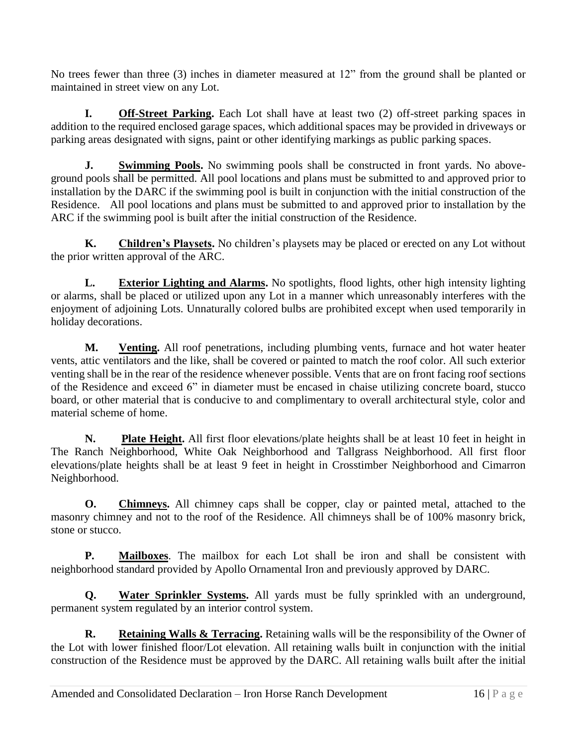No trees fewer than three (3) inches in diameter measured at 12" from the ground shall be planted or maintained in street view on any Lot.

**I. Off-Street Parking.** Each Lot shall have at least two (2) off-street parking spaces in addition to the required enclosed garage spaces, which additional spaces may be provided in driveways or parking areas designated with signs, paint or other identifying markings as public parking spaces.

**J. Swimming Pools.** No swimming pools shall be constructed in front yards. No above-ground pools shall be permitted. All pool locations and plans must be submitted to and approved prior to installation by the DARC if the swimming pool is built in conjunction with the initial construction of the Residence. All pool locations and plans must be submitted to and approved prior to installation by the ARC if the swimming pool is built after the initial construction of the Residence.

**K. Children's Playsets.** No children's playsets may be placed or erected on any Lot without the prior written approval of the ARC.

**L. Exterior Lighting and Alarms.** No spotlights, flood lights, other high intensity lighting or alarms, shall be placed or utilized upon any Lot in a manner which unreasonably interferes with the enjoyment of adjoining Lots. Unnaturally colored bulbs are prohibited except when used temporarily in holiday decorations.

**M. Venting.** All roof penetrations, including plumbing vents, furnace and hot water heater vents, attic ventilators and the like, shall be covered or painted to match the roof color. All such exterior venting shall be in the rear of the residence whenever possible. Vents that are on front facing roof sections of the Residence and exceed 6" in diameter must be encased in chaise utilizing concrete board, stucco board, or other material that is conducive to and complimentary to overall architectural style, color and material scheme of home.

**N. Plate Height.** All first floor elevations/plate heights shall be at least 10 feet in height in The Ranch Neighborhood, White Oak Neighborhood and Tallgrass Neighborhood. All first floor elevations/plate heights shall be at least 9 feet in height in Crosstimber Neighborhood and Cimarron Neighborhood.

**O. Chimneys.** All chimney caps shall be copper, clay or painted metal, attached to the masonry chimney and not to the roof of the Residence. All chimneys shall be of 100% masonry brick, stone or stucco.

**P. Mailboxes**. The mailbox for each Lot shall be iron and shall be consistent with neighborhood standard provided by Apollo Ornamental Iron and previously approved by DARC.

**Q. Water Sprinkler Systems.** All yards must be fully sprinkled with an underground, permanent system regulated by an interior control system.

**R. Retaining Walls & Terracing.** Retaining walls will be the responsibility of the Owner of the Lot with lower finished floor/Lot elevation. All retaining walls built in conjunction with the initial construction of the Residence must be approved by the DARC. All retaining walls built after the initial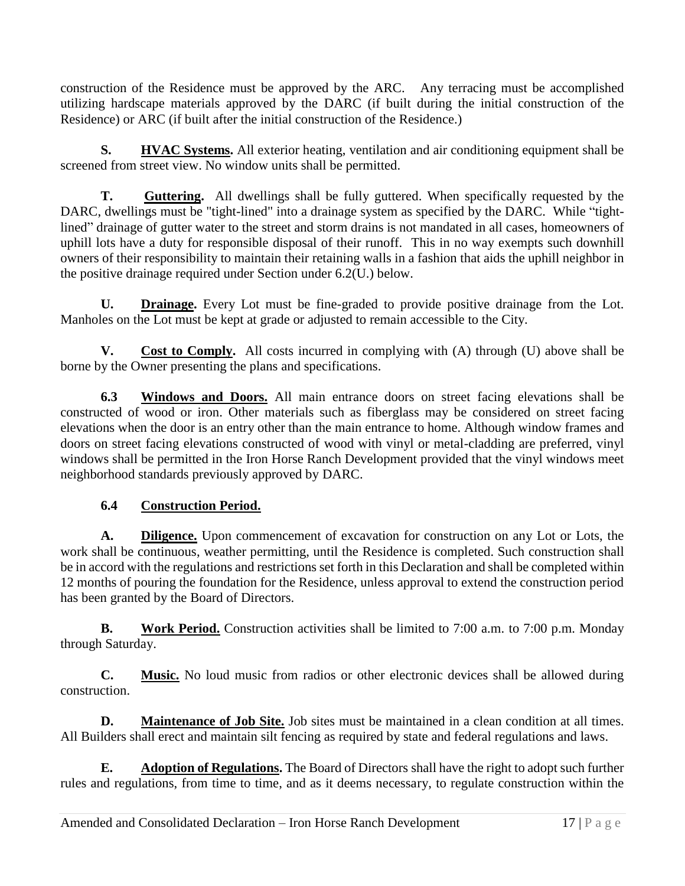construction of the Residence must be approved by the ARC. Any terracing must be accomplished utilizing hardscape materials approved by the DARC (if built during the initial construction of the Residence) or ARC (if built after the initial construction of the Residence.)

**S. HVAC Systems.** All exterior heating, ventilation and air conditioning equipment shall be screened from street view. No window units shall be permitted.

**T. Guttering.** All dwellings shall be fully guttered. When specifically requested by the DARC, dwellings must be "tight-lined" into a drainage system as specified by the DARC. While "tight-lined" drainage of gutter water to the street and storm drains is not mandated in all cases, homeowners of uphill lots have a duty for responsible disposal of their runoff. This in no way exempts such downhill owners of their responsibility to maintain their retaining walls in a fashion that aids the uphill neighbor in the positive drainage required under Section under 6.2(U.) below.

**U. Drainage.** Every Lot must be fine-graded to provide positive drainage from the Lot. Manholes on the Lot must be kept at grade or adjusted to remain accessible to the City.

**V. Cost to Comply.** All costs incurred in complying with (A) through (U) above shall be borne by the Owner presenting the plans and specifications.

**6.3 Windows and Doors.** All main entrance doors on street facing elevations shall be constructed of wood or iron. Other materials such as fiberglass may be considered on street facing elevations when the door is an entry other than the main entrance to home. Although window frames and doors on street facing elevations constructed of wood with vinyl or metal-cladding are preferred, vinyl windows shall be permitted in the Iron Horse Ranch Development provided that the vinyl windows meet neighborhood standards previously approved by DARC.

**6.4 Construction Period.**

**A. Diligence.** Upon commencement of excavation for construction on any Lot or Lots, the work shall be continuous, weather permitting, until the Residence is completed. Such construction shall be in accord with the regulations and restrictions set forth in this Declaration and shall be completed within 12 months of pouring the foundation for the Residence, unless approval to extend the construction period has been granted by the Board of Directors.

**B. Work Period.** Construction activities shall be limited to 7:00 a.m. to 7:00 p.m. Monday through Saturday.

**C. Music.** No loud music from radios or other electronic devices shall be allowed during construction.

**D. Maintenance of Job Site.** Job sites must be maintained in a clean condition at all times. All Builders shall erect and maintain silt fencing as required by state and federal regulations and laws.

**E. Adoption of Regulations.** The Board of Directors shall have the right to adopt such further rules and regulations, from time to time, and as it deems necessary, to regulate construction within the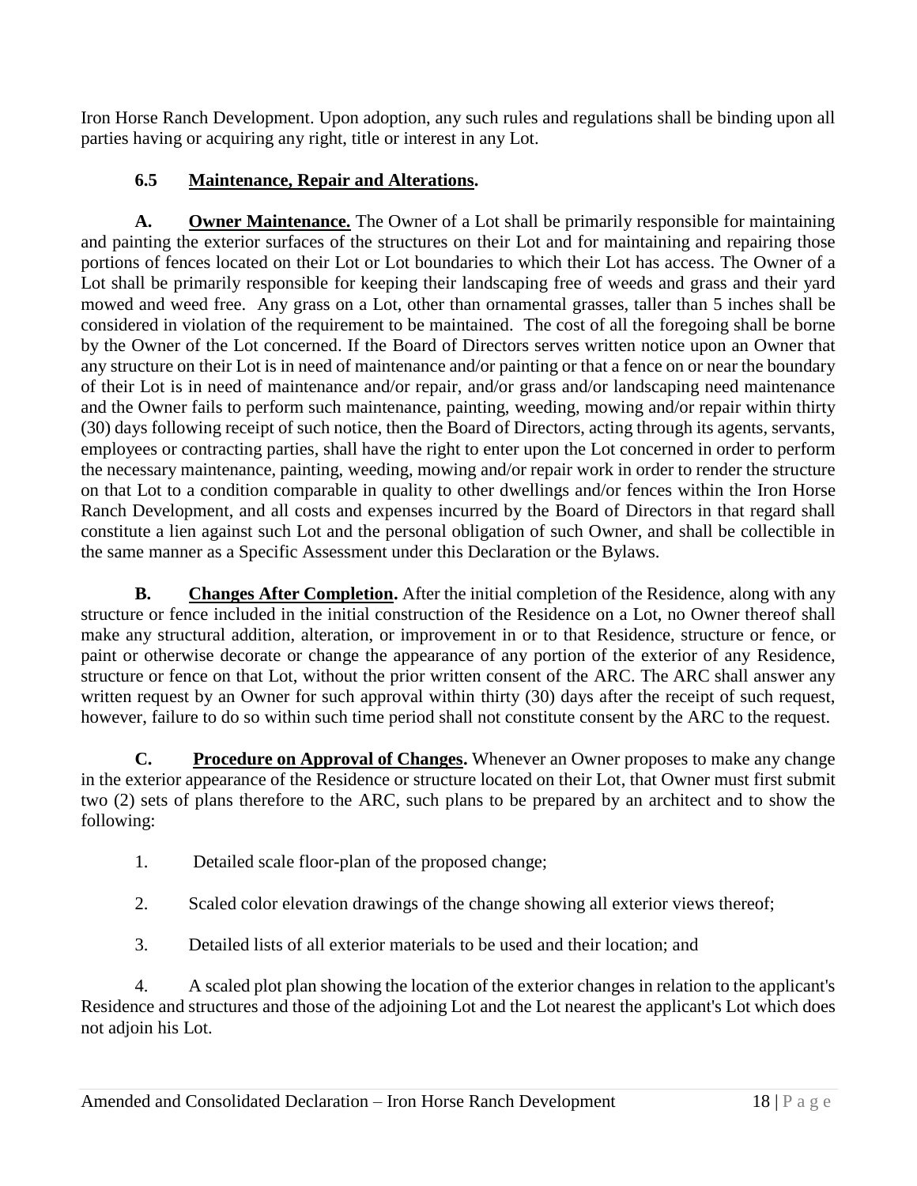Iron Horse Ranch Development. Upon adoption, any such rules and regulations shall be binding upon all parties having or acquiring any right, title or interest in any Lot.

### 6.5 Maintenance, Repair and Alterations.

**A. Owner Maintenance.** The Owner of a Lot shall be primarily responsible for maintaining and painting the exterior surfaces of the structures on their Lot and for maintaining and repairing those portions of fences located on their Lot or Lot boundaries to which their Lot has access. The Owner of a Lot shall be primarily responsible for keeping their landscaping free of weeds and grass and their yard mowed and weed free. Any grass on a Lot, other than ornamental grasses, taller than 5 inches shall be considered in violation of the requirement to be maintained. The cost of all the foregoing shall be borne by the Owner of the Lot concerned. If the Board of Directors serves written notice upon an Owner that any structure on their Lot is in need of maintenance and/or painting or that a fence on or near the boundary of their Lot is in need of maintenance and/or repair, and/or grass and/or landscaping need maintenance and the Owner fails to perform such maintenance, painting, weeding, mowing and/or repair within thirty (30) days following receipt of such notice, then the Board of Directors, acting through its agents, servants, employees or contracting parties, shall have the right to enter upon the Lot concerned in order to perform the necessary maintenance, painting, weeding, mowing and/or repair work in order to render the structure on that Lot to a condition comparable in quality to other dwellings and/or fences within the Iron Horse Ranch Development, and all costs and expenses incurred by the Board of Directors in that regard shall constitute a lien against such Lot and the personal obligation of such Owner, and shall be collectible in the same manner as a Specific Assessment under this Declaration or the Bylaws.

**B. Changes After Completion.** After the initial completion of the Residence, along with any structure or fence included in the initial construction of the Residence on a Lot, no Owner thereof shall make any structural addition, alteration, or improvement in or to that Residence, structure or fence, or paint or otherwise decorate or change the appearance of any portion of the exterior of any Residence, structure or fence on that Lot, without the prior written consent of the ARC. The ARC shall answer any written request by an Owner for such approval within thirty (30) days after the receipt of such request, however, failure to do so within such time period shall not constitute consent by the ARC to the request.

**C. Procedure on Approval of Changes.** Whenever an Owner proposes to make any change in the exterior appearance of the Residence or structure located on their Lot, that Owner must first submit two (2) sets of plans therefore to the ARC, such plans to be prepared by an architect and to show the following:

1. Detailed scale floor-plan of the proposed change;

2. Scaled color elevation drawings of the change showing all exterior views thereof;

3. Detailed lists of all exterior materials to be used and their location; and

4. A scaled plot plan showing the location of the exterior changes in relation to the applicant's Residence and structures and those of the adjoining Lot and the Lot nearest the applicant's Lot which does not adjoin his Lot.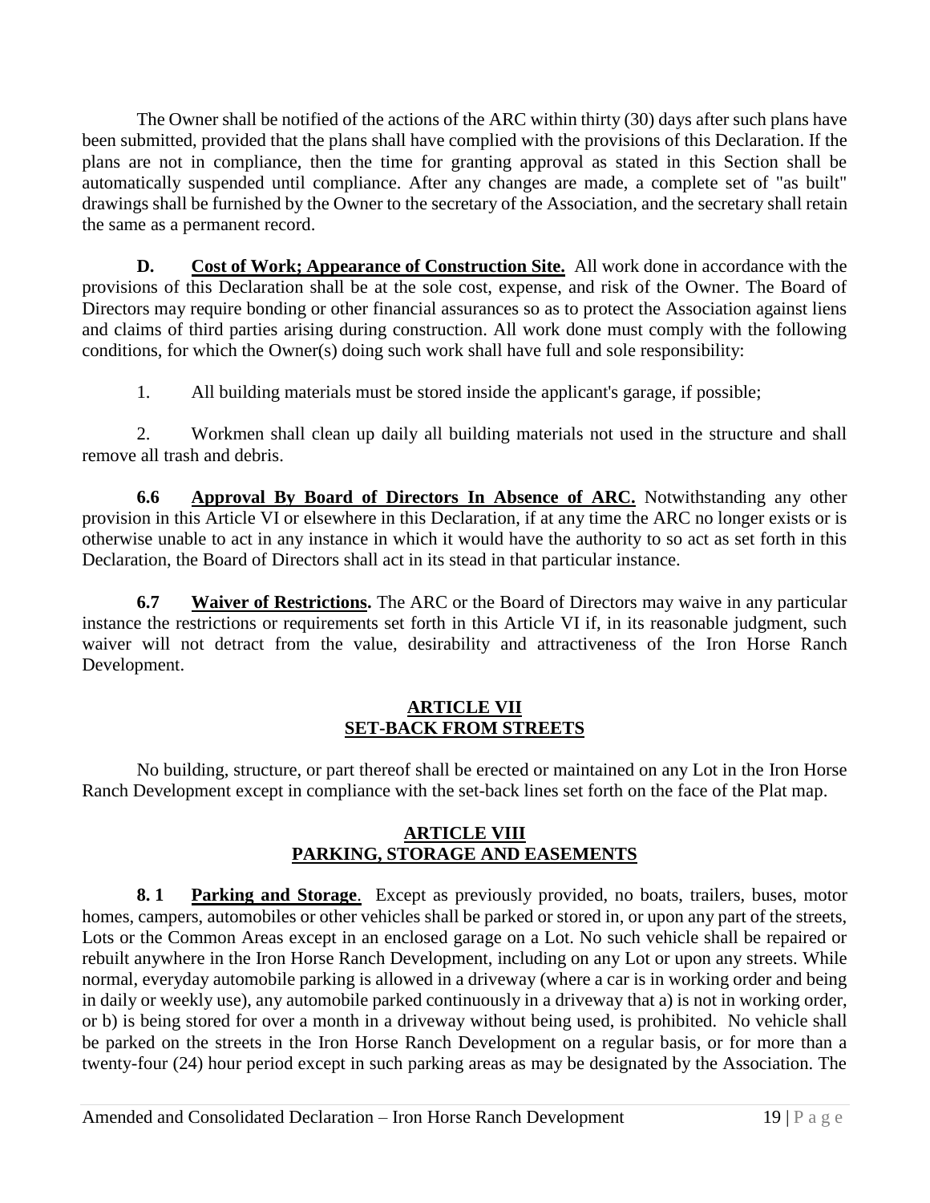The Owner shall be notified of the actions of the ARC within thirty (30) days after such plans have been submitted, provided that the plans shall have complied with the provisions of this Declaration. If the plans are not in compliance, then the time for granting approval as stated in this Section shall be automatically suspended until compliance. After any changes are made, a complete set of "as built" drawings shall be furnished by the Owner to the secretary of the Association, and the secretary shall retain the same as a permanent record.

**D. Cost of Work; Appearance of Construction Site.** All work done in accordance with the provisions of this Declaration shall be at the sole cost, expense, and risk of the Owner. The Board of Directors may require bonding or other financial assurances so as to protect the Association against liens and claims of third parties arising during construction. All work done must comply with the following conditions, for which the Owner(s) doing such work shall have full and sole responsibility:

1. All building materials must be stored inside the applicant's garage, if possible;

2. Workmen shall clean up daily all building materials not used in the structure and shall remove all trash and debris.

**6.6 Approval By Board of Directors In Absence of ARC.** Notwithstanding any other provision in this Article VI or elsewhere in this Declaration, if at any time the ARC no longer exists or is otherwise unable to act in any instance in which it would have the authority to so act as set forth in this Declaration, the Board of Directors shall act in its stead in that particular instance.

**6.7 Waiver of Restrictions.** The ARC or the Board of Directors may waive in any particular instance the restrictions or requirements set forth in this Article VI if, in its reasonable judgment, such waiver will not detract from the value, desirability and attractiveness of the Iron Horse Ranch Development.

## ARTICLE VII
## SET-BACK FROM STREETS

No building, structure, or part thereof shall be erected or maintained on any Lot in the Iron Horse Ranch Development except in compliance with the set-back lines set forth on the face of the Plat map.

## ARTICLE VIII
## PARKING, STORAGE AND EASEMENTS

**8. 1 Parking and Storage**. Except as previously provided, no boats, trailers, buses, motor homes, campers, automobiles or other vehicles shall be parked or stored in, or upon any part of the streets, Lots or the Common Areas except in an enclosed garage on a Lot. No such vehicle shall be repaired or rebuilt anywhere in the Iron Horse Ranch Development, including on any Lot or upon any streets. While normal, everyday automobile parking is allowed in a driveway (where a car is in working order and being in daily or weekly use), any automobile parked continuously in a driveway that a) is not in working order, or b) is being stored for over a month in a driveway without being used, is prohibited. No vehicle shall be parked on the streets in the Iron Horse Ranch Development on a regular basis, or for more than a twenty-four (24) hour period except in such parking areas as may be designated by the Association. The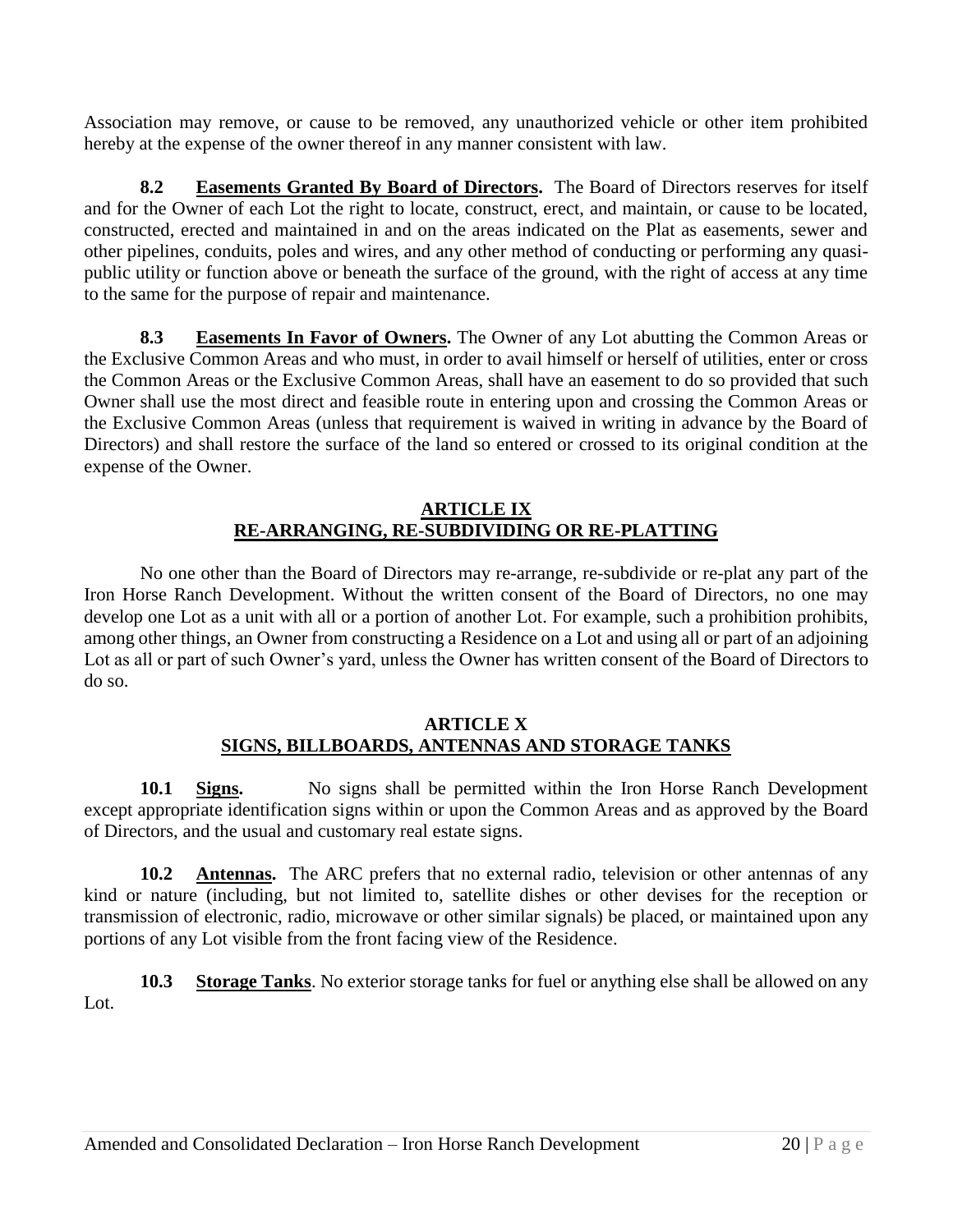Association may remove, or cause to be removed, any unauthorized vehicle or other item prohibited hereby at the expense of the owner thereof in any manner consistent with law.

**8.2 Easements Granted By Board of Directors.** The Board of Directors reserves for itself and for the Owner of each Lot the right to locate, construct, erect, and maintain, or cause to be located, constructed, erected and maintained in and on the areas indicated on the Plat as easements, sewer and other pipelines, conduits, poles and wires, and any other method of conducting or performing any quasi-public utility or function above or beneath the surface of the ground, with the right of access at any time to the same for the purpose of repair and maintenance.

**8.3 Easements In Favor of Owners.** The Owner of any Lot abutting the Common Areas or the Exclusive Common Areas and who must, in order to avail himself or herself of utilities, enter or cross the Common Areas or the Exclusive Common Areas, shall have an easement to do so provided that such Owner shall use the most direct and feasible route in entering upon and crossing the Common Areas or the Exclusive Common Areas (unless that requirement is waived in writing in advance by the Board of Directors) and shall restore the surface of the land so entered or crossed to its original condition at the expense of the Owner.

## ARTICLE IX
## RE-ARRANGING, RE-SUBDIVIDING OR RE-PLATTING

No one other than the Board of Directors may re-arrange, re-subdivide or re-plat any part of the Iron Horse Ranch Development. Without the written consent of the Board of Directors, no one may develop one Lot as a unit with all or a portion of another Lot. For example, such a prohibition prohibits, among other things, an Owner from constructing a Residence on a Lot and using all or part of an adjoining Lot as all or part of such Owner's yard, unless the Owner has written consent of the Board of Directors to do so.

## ARTICLE X
## SIGNS, BILLBOARDS, ANTENNAS AND STORAGE TANKS

**10.1 Signs.** No signs shall be permitted within the Iron Horse Ranch Development except appropriate identification signs within or upon the Common Areas and as approved by the Board of Directors, and the usual and customary real estate signs.

**10.2 Antennas.** The ARC prefers that no external radio, television or other antennas of any kind or nature (including, but not limited to, satellite dishes or other devises for the reception or transmission of electronic, radio, microwave or other similar signals) be placed, or maintained upon any portions of any Lot visible from the front facing view of the Residence.

**10.3 Storage Tanks**. No exterior storage tanks for fuel or anything else shall be allowed on any Lot.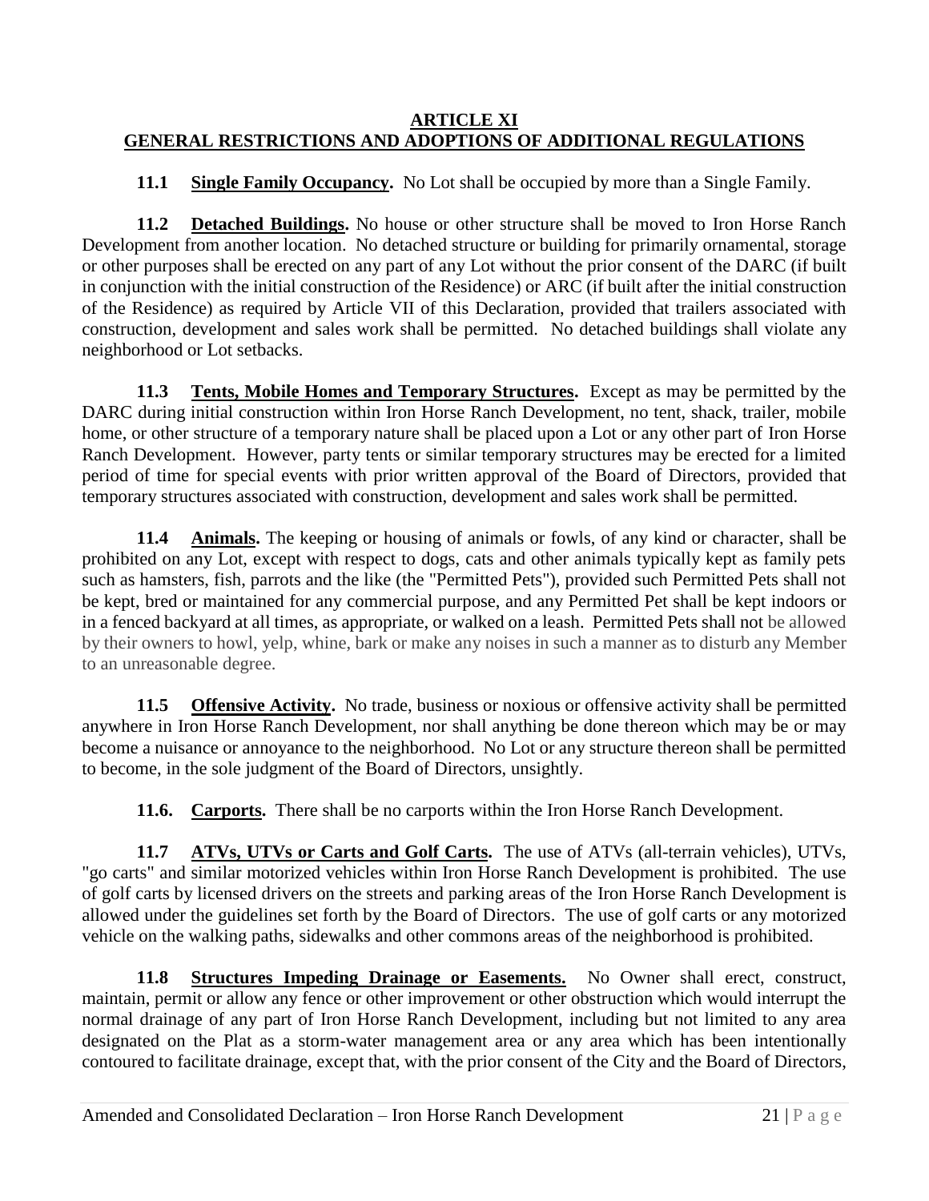## ARTICLE XI
## GENERAL RESTRICTIONS AND ADOPTIONS OF ADDITIONAL REGULATIONS

**11.1 Single Family Occupancy.** No Lot shall be occupied by more than a Single Family.

**11.2 Detached Buildings.** No house or other structure shall be moved to Iron Horse Ranch Development from another location. No detached structure or building for primarily ornamental, storage or other purposes shall be erected on any part of any Lot without the prior consent of the DARC (if built in conjunction with the initial construction of the Residence) or ARC (if built after the initial construction of the Residence) as required by Article VII of this Declaration, provided that trailers associated with construction, development and sales work shall be permitted. No detached buildings shall violate any neighborhood or Lot setbacks.

**11.3 Tents, Mobile Homes and Temporary Structures.** Except as may be permitted by the DARC during initial construction within Iron Horse Ranch Development, no tent, shack, trailer, mobile home, or other structure of a temporary nature shall be placed upon a Lot or any other part of Iron Horse Ranch Development. However, party tents or similar temporary structures may be erected for a limited period of time for special events with prior written approval of the Board of Directors, provided that temporary structures associated with construction, development and sales work shall be permitted.

**11.4 Animals.** The keeping or housing of animals or fowls, of any kind or character, shall be prohibited on any Lot, except with respect to dogs, cats and other animals typically kept as family pets such as hamsters, fish, parrots and the like (the "Permitted Pets"), provided such Permitted Pets shall not be kept, bred or maintained for any commercial purpose, and any Permitted Pet shall be kept indoors or in a fenced backyard at all times, as appropriate, or walked on a leash. Permitted Pets shall not be allowed by their owners to howl, yelp, whine, bark or make any noises in such a manner as to disturb any Member to an unreasonable degree.

**11.5 Offensive Activity.** No trade, business or noxious or offensive activity shall be permitted anywhere in Iron Horse Ranch Development, nor shall anything be done thereon which may be or may become a nuisance or annoyance to the neighborhood. No Lot or any structure thereon shall be permitted to become, in the sole judgment of the Board of Directors, unsightly.

**11.6. Carports.** There shall be no carports within the Iron Horse Ranch Development.

**11.7 ATVs, UTVs or Carts and Golf Carts.** The use of ATVs (all-terrain vehicles), UTVs, "go carts" and similar motorized vehicles within Iron Horse Ranch Development is prohibited. The use of golf carts by licensed drivers on the streets and parking areas of the Iron Horse Ranch Development is allowed under the guidelines set forth by the Board of Directors. The use of golf carts or any motorized vehicle on the walking paths, sidewalks and other commons areas of the neighborhood is prohibited.

**11.8 Structures Impeding Drainage or Easements.** No Owner shall erect, construct, maintain, permit or allow any fence or other improvement or other obstruction which would interrupt the normal drainage of any part of Iron Horse Ranch Development, including but not limited to any area designated on the Plat as a storm-water management area or any area which has been intentionally contoured to facilitate drainage, except that, with the prior consent of the City and the Board of Directors,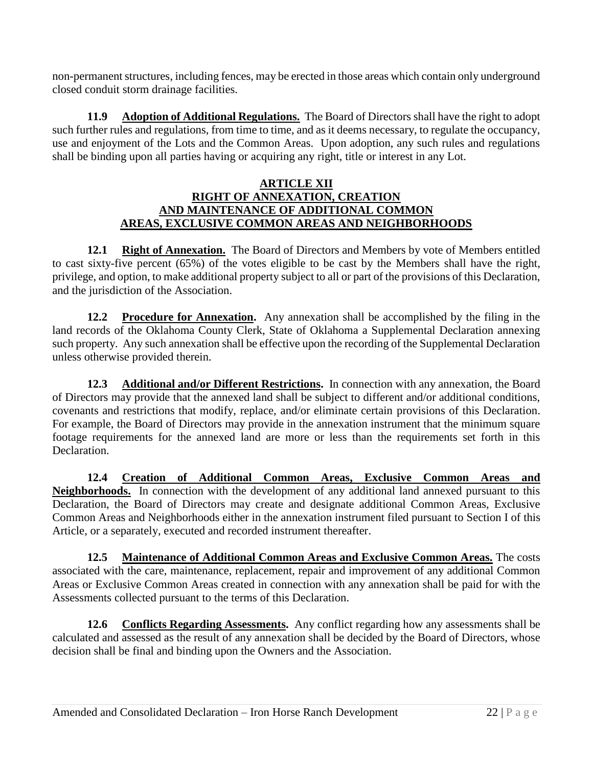non-permanent structures, including fences, may be erected in those areas which contain only underground closed conduit storm drainage facilities.

**11.9 Adoption of Additional Regulations.** The Board of Directors shall have the right to adopt such further rules and regulations, from time to time, and as it deems necessary, to regulate the occupancy, use and enjoyment of the Lots and the Common Areas. Upon adoption, any such rules and regulations shall be binding upon all parties having or acquiring any right, title or interest in any Lot.

## ARTICLE XII
## RIGHT OF ANNEXATION, CREATION AND MAINTENANCE OF ADDITIONAL COMMON AREAS, EXCLUSIVE COMMON AREAS AND NEIGHBORHOODS

**12.1 Right of Annexation.** The Board of Directors and Members by vote of Members entitled to cast sixty-five percent (65%) of the votes eligible to be cast by the Members shall have the right, privilege, and option, to make additional property subject to all or part of the provisions of this Declaration, and the jurisdiction of the Association.

**12.2 Procedure for Annexation.** Any annexation shall be accomplished by the filing in the land records of the Oklahoma County Clerk, State of Oklahoma a Supplemental Declaration annexing such property. Any such annexation shall be effective upon the recording of the Supplemental Declaration unless otherwise provided therein.

**12.3 Additional and/or Different Restrictions.** In connection with any annexation, the Board of Directors may provide that the annexed land shall be subject to different and/or additional conditions, covenants and restrictions that modify, replace, and/or eliminate certain provisions of this Declaration. For example, the Board of Directors may provide in the annexation instrument that the minimum square footage requirements for the annexed land are more or less than the requirements set forth in this Declaration.

**12.4 Creation of Additional Common Areas, Exclusive Common Areas and Neighborhoods.** In connection with the development of any additional land annexed pursuant to this Declaration, the Board of Directors may create and designate additional Common Areas, Exclusive Common Areas and Neighborhoods either in the annexation instrument filed pursuant to Section I of this Article, or a separately, executed and recorded instrument thereafter.

**12.5 Maintenance of Additional Common Areas and Exclusive Common Areas.** The costs associated with the care, maintenance, replacement, repair and improvement of any additional Common Areas or Exclusive Common Areas created in connection with any annexation shall be paid for with the Assessments collected pursuant to the terms of this Declaration.

**12.6 Conflicts Regarding Assessments.** Any conflict regarding how any assessments shall be calculated and assessed as the result of any annexation shall be decided by the Board of Directors, whose decision shall be final and binding upon the Owners and the Association.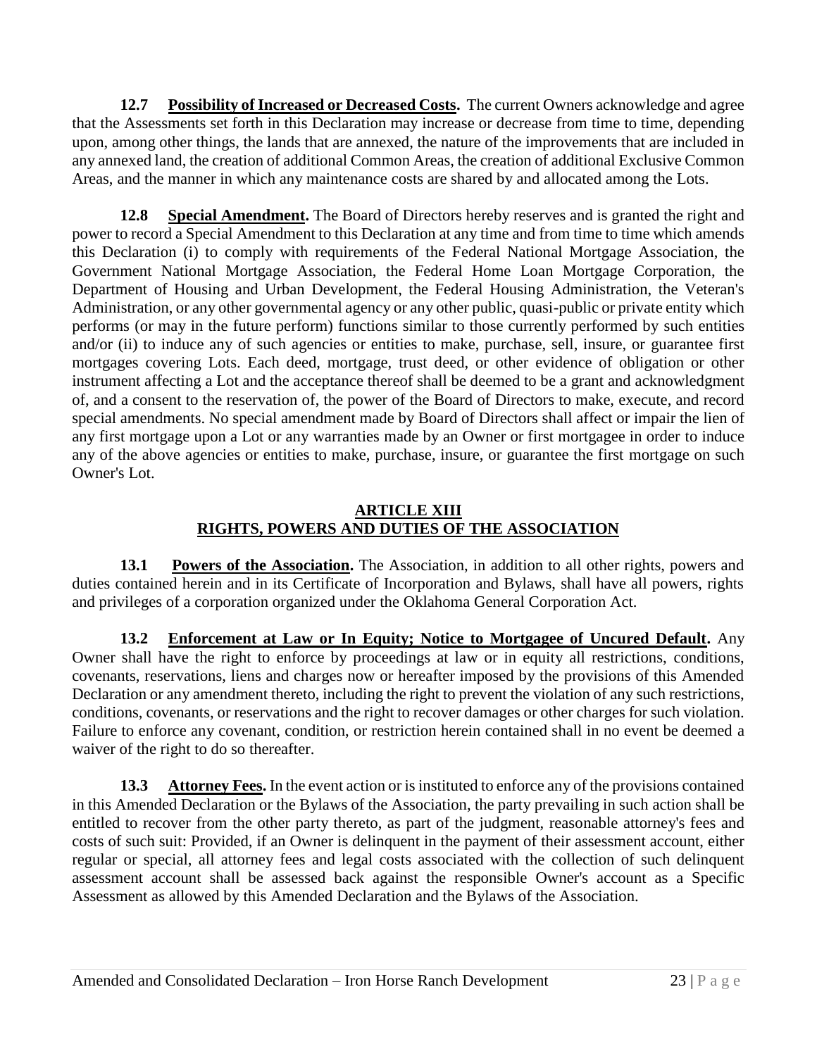**12.7 Possibility of Increased or Decreased Costs.** The current Owners acknowledge and agree that the Assessments set forth in this Declaration may increase or decrease from time to time, depending upon, among other things, the lands that are annexed, the nature of the improvements that are included in any annexed land, the creation of additional Common Areas, the creation of additional Exclusive Common Areas, and the manner in which any maintenance costs are shared by and allocated among the Lots.

**12.8 Special Amendment.** The Board of Directors hereby reserves and is granted the right and power to record a Special Amendment to this Declaration at any time and from time to time which amends this Declaration (i) to comply with requirements of the Federal National Mortgage Association, the Government National Mortgage Association, the Federal Home Loan Mortgage Corporation, the Department of Housing and Urban Development, the Federal Housing Administration, the Veteran's Administration, or any other governmental agency or any other public, quasi-public or private entity which performs (or may in the future perform) functions similar to those currently performed by such entities and/or (ii) to induce any of such agencies or entities to make, purchase, sell, insure, or guarantee first mortgages covering Lots. Each deed, mortgage, trust deed, or other evidence of obligation or other instrument affecting a Lot and the acceptance thereof shall be deemed to be a grant and acknowledgment of, and a consent to the reservation of, the power of the Board of Directors to make, execute, and record special amendments. No special amendment made by Board of Directors shall affect or impair the lien of any first mortgage upon a Lot or any warranties made by an Owner or first mortgagee in order to induce any of the above agencies or entities to make, purchase, insure, or guarantee the first mortgage on such Owner's Lot.

## ARTICLE XIII
## RIGHTS, POWERS AND DUTIES OF THE ASSOCIATION

**13.1 Powers of the Association.** The Association, in addition to all other rights, powers and duties contained herein and in its Certificate of Incorporation and Bylaws, shall have all powers, rights and privileges of a corporation organized under the Oklahoma General Corporation Act.

**13.2 Enforcement at Law or In Equity; Notice to Mortgagee of Uncured Default.** Any Owner shall have the right to enforce by proceedings at law or in equity all restrictions, conditions, covenants, reservations, liens and charges now or hereafter imposed by the provisions of this Amended Declaration or any amendment thereto, including the right to prevent the violation of any such restrictions, conditions, covenants, or reservations and the right to recover damages or other charges for such violation. Failure to enforce any covenant, condition, or restriction herein contained shall in no event be deemed a waiver of the right to do so thereafter.

**13.3 Attorney Fees.** In the event action or is instituted to enforce any of the provisions contained in this Amended Declaration or the Bylaws of the Association, the party prevailing in such action shall be entitled to recover from the other party thereto, as part of the judgment, reasonable attorney's fees and costs of such suit: Provided, if an Owner is delinquent in the payment of their assessment account, either regular or special, all attorney fees and legal costs associated with the collection of such delinquent assessment account shall be assessed back against the responsible Owner's account as a Specific Assessment as allowed by this Amended Declaration and the Bylaws of the Association.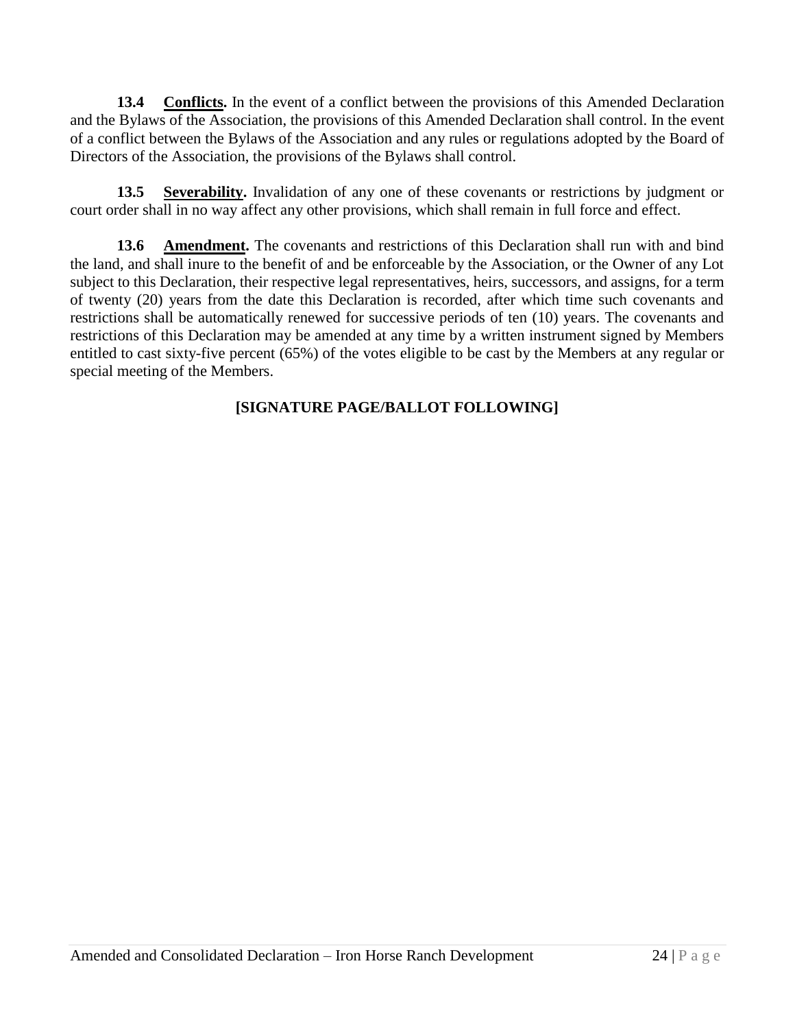**13.4 Conflicts.** In the event of a conflict between the provisions of this Amended Declaration and the Bylaws of the Association, the provisions of this Amended Declaration shall control. In the event of a conflict between the Bylaws of the Association and any rules or regulations adopted by the Board of Directors of the Association, the provisions of the Bylaws shall control.

**13.5 Severability.** Invalidation of any one of these covenants or restrictions by judgment or court order shall in no way affect any other provisions, which shall remain in full force and effect.

**13.6 Amendment.** The covenants and restrictions of this Declaration shall run with and bind the land, and shall inure to the benefit of and be enforceable by the Association, or the Owner of any Lot subject to this Declaration, their respective legal representatives, heirs, successors, and assigns, for a term of twenty (20) years from the date this Declaration is recorded, after which time such covenants and restrictions shall be automatically renewed for successive periods of ten (10) years. The covenants and restrictions of this Declaration may be amended at any time by a written instrument signed by Members entitled to cast sixty-five percent (65%) of the votes eligible to be cast by the Members at any regular or special meeting of the Members.

**[SIGNATURE PAGE/BALLOT FOLLOWING]**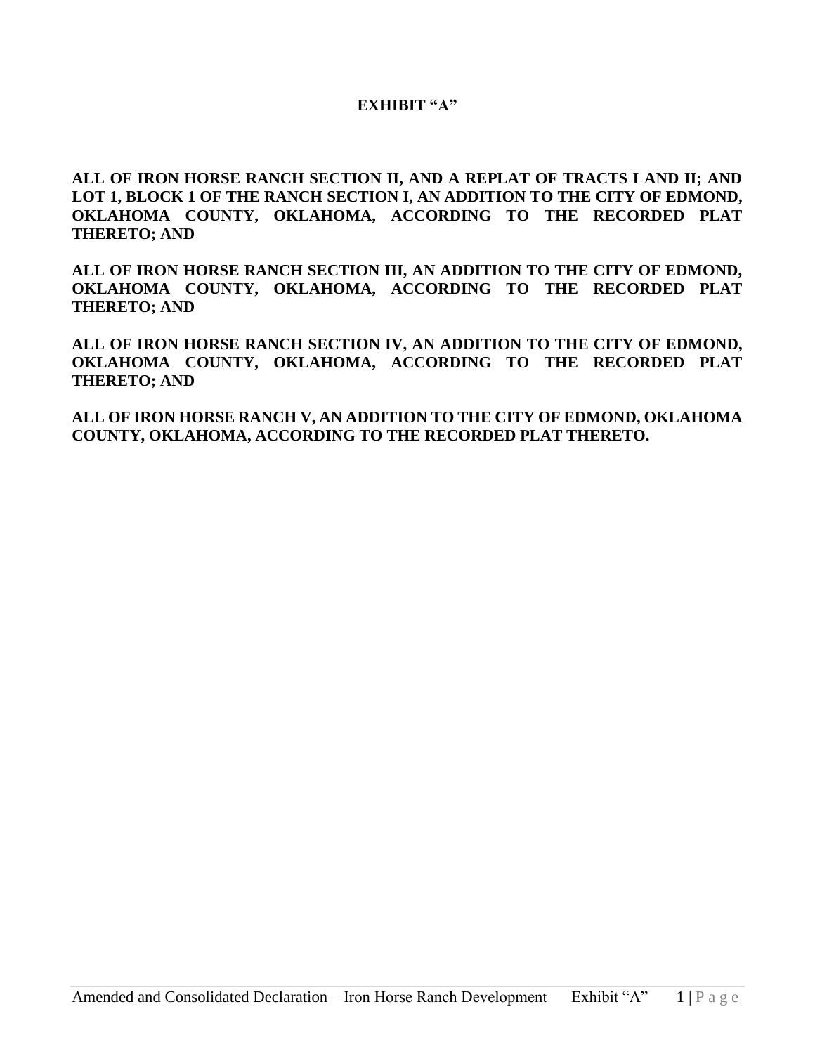# EXHIBIT "A"

**ALL OF IRON HORSE RANCH SECTION II, AND A REPLAT OF TRACTS I AND II; AND LOT 1, BLOCK 1 OF THE RANCH SECTION I, AN ADDITION TO THE CITY OF EDMOND, OKLAHOMA COUNTY, OKLAHOMA, ACCORDING TO THE RECORDED PLAT THERETO; AND**

**ALL OF IRON HORSE RANCH SECTION III, AN ADDITION TO THE CITY OF EDMOND, OKLAHOMA COUNTY, OKLAHOMA, ACCORDING TO THE RECORDED PLAT THERETO; AND**

**ALL OF IRON HORSE RANCH SECTION IV, AN ADDITION TO THE CITY OF EDMOND, OKLAHOMA COUNTY, OKLAHOMA, ACCORDING TO THE RECORDED PLAT THERETO; AND**

**ALL OF IRON HORSE RANCH V, AN ADDITION TO THE CITY OF EDMOND, OKLAHOMA COUNTY, OKLAHOMA, ACCORDING TO THE RECORDED PLAT THERETO.**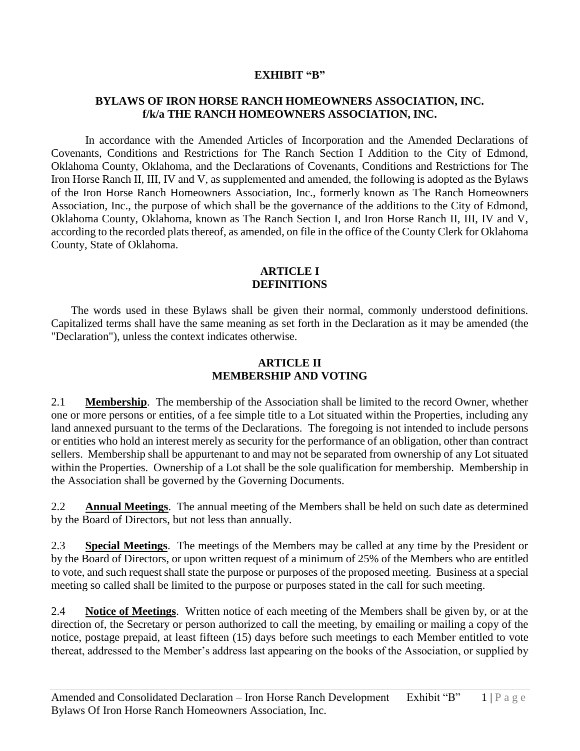**EXHIBIT "B"**

**BYLAWS OF IRON HORSE RANCH HOMEOWNERS ASSOCIATION, INC.**
**f/k/a THE RANCH HOMEOWNERS ASSOCIATION, INC.**

In accordance with the Amended Articles of Incorporation and the Amended Declarations of Covenants, Conditions and Restrictions for The Ranch Section I Addition to the City of Edmond, Oklahoma County, Oklahoma, and the Declarations of Covenants, Conditions and Restrictions for The Iron Horse Ranch II, III, IV and V, as supplemented and amended, the following is adopted as the Bylaws of the Iron Horse Ranch Homeowners Association, Inc., formerly known as The Ranch Homeowners Association, Inc., the purpose of which shall be the governance of the additions to the City of Edmond, Oklahoma County, Oklahoma, known as The Ranch Section I, and Iron Horse Ranch II, III, IV and V, according to the recorded plats thereof, as amended, on file in the office of the County Clerk for Oklahoma County, State of Oklahoma.

## ARTICLE I
## DEFINITIONS

The words used in these Bylaws shall be given their normal, commonly understood definitions. Capitalized terms shall have the same meaning as set forth in the Declaration as it may be amended (the "Declaration"), unless the context indicates otherwise.

## ARTICLE II
## MEMBERSHIP AND VOTING

2.1 **Membership**. The membership of the Association shall be limited to the record Owner, whether one or more persons or entities, of a fee simple title to a Lot situated within the Properties, including any land annexed pursuant to the terms of the Declarations. The foregoing is not intended to include persons or entities who hold an interest merely as security for the performance of an obligation, other than contract sellers. Membership shall be appurtenant to and may not be separated from ownership of any Lot situated within the Properties. Ownership of a Lot shall be the sole qualification for membership. Membership in the Association shall be governed by the Governing Documents.

2.2 **Annual Meetings**. The annual meeting of the Members shall be held on such date as determined by the Board of Directors, but not less than annually.

2.3 **Special Meetings**. The meetings of the Members may be called at any time by the President or by the Board of Directors, or upon written request of a minimum of 25% of the Members who are entitled to vote, and such request shall state the purpose or purposes of the proposed meeting. Business at a special meeting so called shall be limited to the purpose or purposes stated in the call for such meeting.

2.4 **Notice of Meetings**. Written notice of each meeting of the Members shall be given by, or at the direction of, the Secretary or person authorized to call the meeting, by emailing or mailing a copy of the notice, postage prepaid, at least fifteen (15) days before such meetings to each Member entitled to vote thereat, addressed to the Member's address last appearing on the books of the Association, or supplied by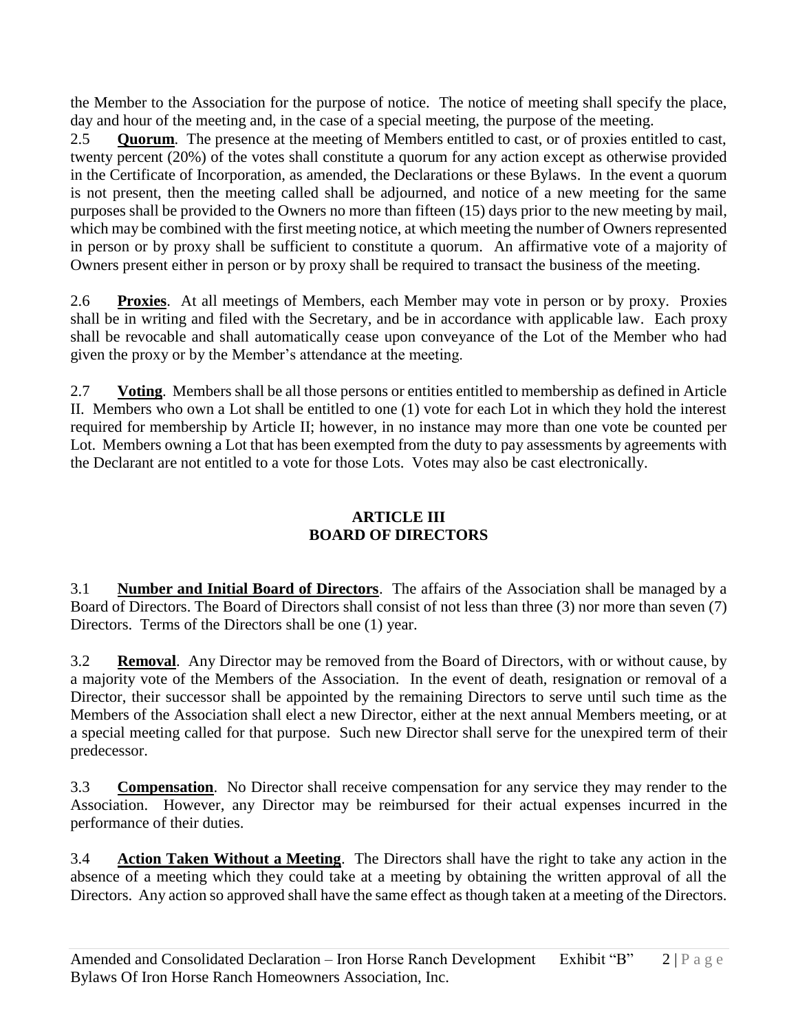the Member to the Association for the purpose of notice. The notice of meeting shall specify the place, day and hour of the meeting and, in the case of a special meeting, the purpose of the meeting.

2.5 **Quorum**. The presence at the meeting of Members entitled to cast, or of proxies entitled to cast, twenty percent (20%) of the votes shall constitute a quorum for any action except as otherwise provided in the Certificate of Incorporation, as amended, the Declarations or these Bylaws. In the event a quorum is not present, then the meeting called shall be adjourned, and notice of a new meeting for the same purposes shall be provided to the Owners no more than fifteen (15) days prior to the new meeting by mail, which may be combined with the first meeting notice, at which meeting the number of Owners represented in person or by proxy shall be sufficient to constitute a quorum. An affirmative vote of a majority of Owners present either in person or by proxy shall be required to transact the business of the meeting.

2.6 **Proxies**. At all meetings of Members, each Member may vote in person or by proxy. Proxies shall be in writing and filed with the Secretary, and be in accordance with applicable law. Each proxy shall be revocable and shall automatically cease upon conveyance of the Lot of the Member who had given the proxy or by the Member's attendance at the meeting.

2.7 **Voting**. Members shall be all those persons or entities entitled to membership as defined in Article II. Members who own a Lot shall be entitled to one (1) vote for each Lot in which they hold the interest required for membership by Article II; however, in no instance may more than one vote be counted per Lot. Members owning a Lot that has been exempted from the duty to pay assessments by agreements with the Declarant are not entitled to a vote for those Lots. Votes may also be cast electronically.

## ARTICLE III
## BOARD OF DIRECTORS

3.1 **Number and Initial Board of Directors**. The affairs of the Association shall be managed by a Board of Directors. The Board of Directors shall consist of not less than three (3) nor more than seven (7) Directors. Terms of the Directors shall be one (1) year.

3.2 **Removal**. Any Director may be removed from the Board of Directors, with or without cause, by a majority vote of the Members of the Association. In the event of death, resignation or removal of a Director, their successor shall be appointed by the remaining Directors to serve until such time as the Members of the Association shall elect a new Director, either at the next annual Members meeting, or at a special meeting called for that purpose. Such new Director shall serve for the unexpired term of their predecessor.

3.3 **Compensation**. No Director shall receive compensation for any service they may render to the Association. However, any Director may be reimbursed for their actual expenses incurred in the performance of their duties.

3.4 **Action Taken Without a Meeting**. The Directors shall have the right to take any action in the absence of a meeting which they could take at a meeting by obtaining the written approval of all the Directors. Any action so approved shall have the same effect as though taken at a meeting of the Directors.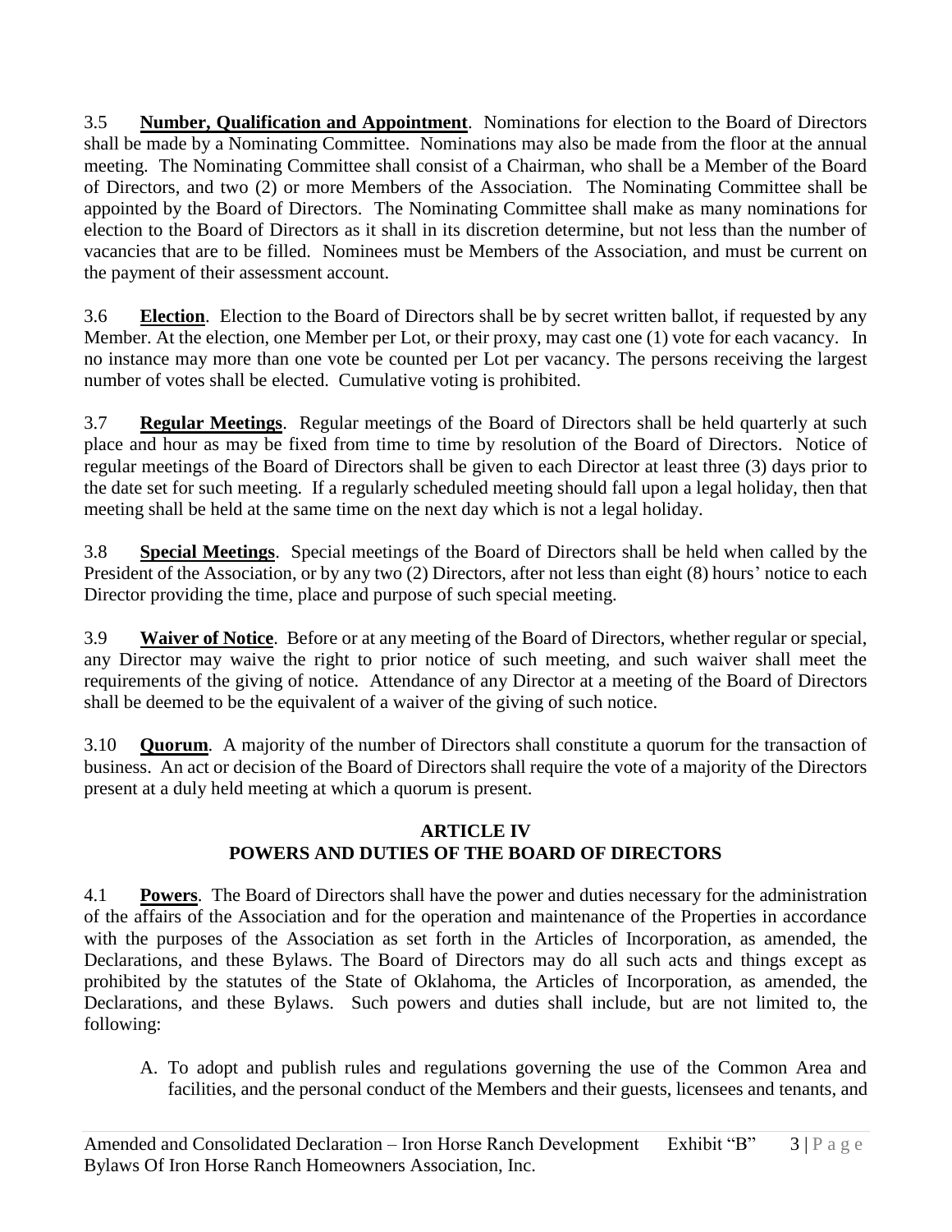3.5 **Number, Qualification and Appointment**. Nominations for election to the Board of Directors shall be made by a Nominating Committee. Nominations may also be made from the floor at the annual meeting. The Nominating Committee shall consist of a Chairman, who shall be a Member of the Board of Directors, and two (2) or more Members of the Association. The Nominating Committee shall be appointed by the Board of Directors. The Nominating Committee shall make as many nominations for election to the Board of Directors as it shall in its discretion determine, but not less than the number of vacancies that are to be filled. Nominees must be Members of the Association, and must be current on the payment of their assessment account.

3.6 **Election**. Election to the Board of Directors shall be by secret written ballot, if requested by any Member. At the election, one Member per Lot, or their proxy, may cast one (1) vote for each vacancy. In no instance may more than one vote be counted per Lot per vacancy. The persons receiving the largest number of votes shall be elected. Cumulative voting is prohibited.

3.7 **Regular Meetings**. Regular meetings of the Board of Directors shall be held quarterly at such place and hour as may be fixed from time to time by resolution of the Board of Directors. Notice of regular meetings of the Board of Directors shall be given to each Director at least three (3) days prior to the date set for such meeting. If a regularly scheduled meeting should fall upon a legal holiday, then that meeting shall be held at the same time on the next day which is not a legal holiday.

3.8 **Special Meetings**. Special meetings of the Board of Directors shall be held when called by the President of the Association, or by any two (2) Directors, after not less than eight (8) hours' notice to each Director providing the time, place and purpose of such special meeting.

3.9 **Waiver of Notice**. Before or at any meeting of the Board of Directors, whether regular or special, any Director may waive the right to prior notice of such meeting, and such waiver shall meet the requirements of the giving of notice. Attendance of any Director at a meeting of the Board of Directors shall be deemed to be the equivalent of a waiver of the giving of such notice.

3.10 **Quorum**. A majority of the number of Directors shall constitute a quorum for the transaction of business. An act or decision of the Board of Directors shall require the vote of a majority of the Directors present at a duly held meeting at which a quorum is present.

## ARTICLE IV
## POWERS AND DUTIES OF THE BOARD OF DIRECTORS

4.1 **Powers**. The Board of Directors shall have the power and duties necessary for the administration of the affairs of the Association and for the operation and maintenance of the Properties in accordance with the purposes of the Association as set forth in the Articles of Incorporation, as amended, the Declarations, and these Bylaws. The Board of Directors may do all such acts and things except as prohibited by the statutes of the State of Oklahoma, the Articles of Incorporation, as amended, the Declarations, and these Bylaws. Such powers and duties shall include, but are not limited to, the following:

A. To adopt and publish rules and regulations governing the use of the Common Area and facilities, and the personal conduct of the Members and their guests, licensees and tenants, and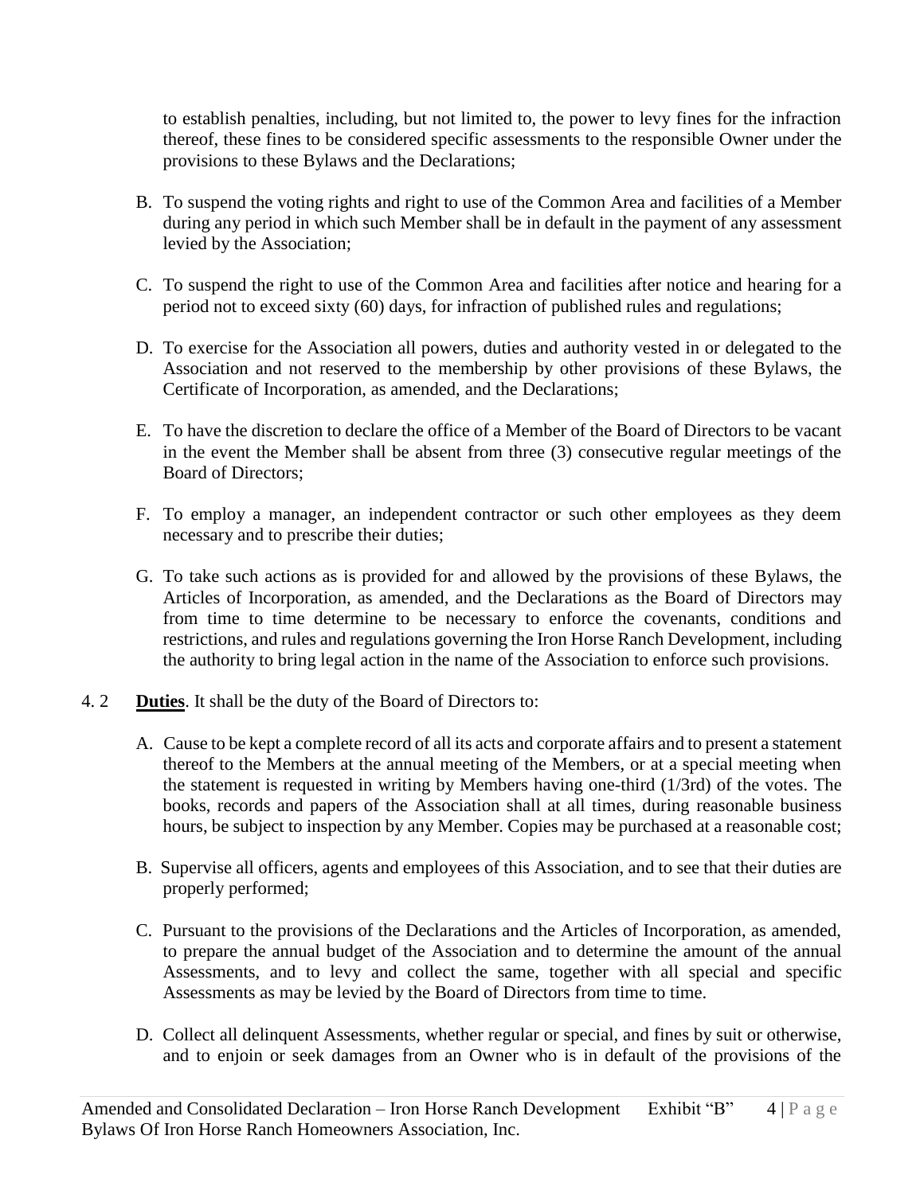to establish penalties, including, but not limited to, the power to levy fines for the infraction thereof, these fines to be considered specific assessments to the responsible Owner under the provisions to these Bylaws and the Declarations;

B. To suspend the voting rights and right to use of the Common Area and facilities of a Member during any period in which such Member shall be in default in the payment of any assessment levied by the Association;

C. To suspend the right to use of the Common Area and facilities after notice and hearing for a period not to exceed sixty (60) days, for infraction of published rules and regulations;

D. To exercise for the Association all powers, duties and authority vested in or delegated to the Association and not reserved to the membership by other provisions of these Bylaws, the Certificate of Incorporation, as amended, and the Declarations;

E. To have the discretion to declare the office of a Member of the Board of Directors to be vacant in the event the Member shall be absent from three (3) consecutive regular meetings of the Board of Directors;

F. To employ a manager, an independent contractor or such other employees as they deem necessary and to prescribe their duties;

G. To take such actions as is provided for and allowed by the provisions of these Bylaws, the Articles of Incorporation, as amended, and the Declarations as the Board of Directors may from time to time determine to be necessary to enforce the covenants, conditions and restrictions, and rules and regulations governing the Iron Horse Ranch Development, including the authority to bring legal action in the name of the Association to enforce such provisions.

4. 2 **Duties**. It shall be the duty of the Board of Directors to:

A. Cause to be kept a complete record of all its acts and corporate affairs and to present a statement thereof to the Members at the annual meeting of the Members, or at a special meeting when the statement is requested in writing by Members having one-third (1/3rd) of the votes. The books, records and papers of the Association shall at all times, during reasonable business hours, be subject to inspection by any Member. Copies may be purchased at a reasonable cost;

B. Supervise all officers, agents and employees of this Association, and to see that their duties are properly performed;

C. Pursuant to the provisions of the Declarations and the Articles of Incorporation, as amended, to prepare the annual budget of the Association and to determine the amount of the annual Assessments, and to levy and collect the same, together with all special and specific Assessments as may be levied by the Board of Directors from time to time.

D. Collect all delinquent Assessments, whether regular or special, and fines by suit or otherwise, and to enjoin or seek damages from an Owner who is in default of the provisions of the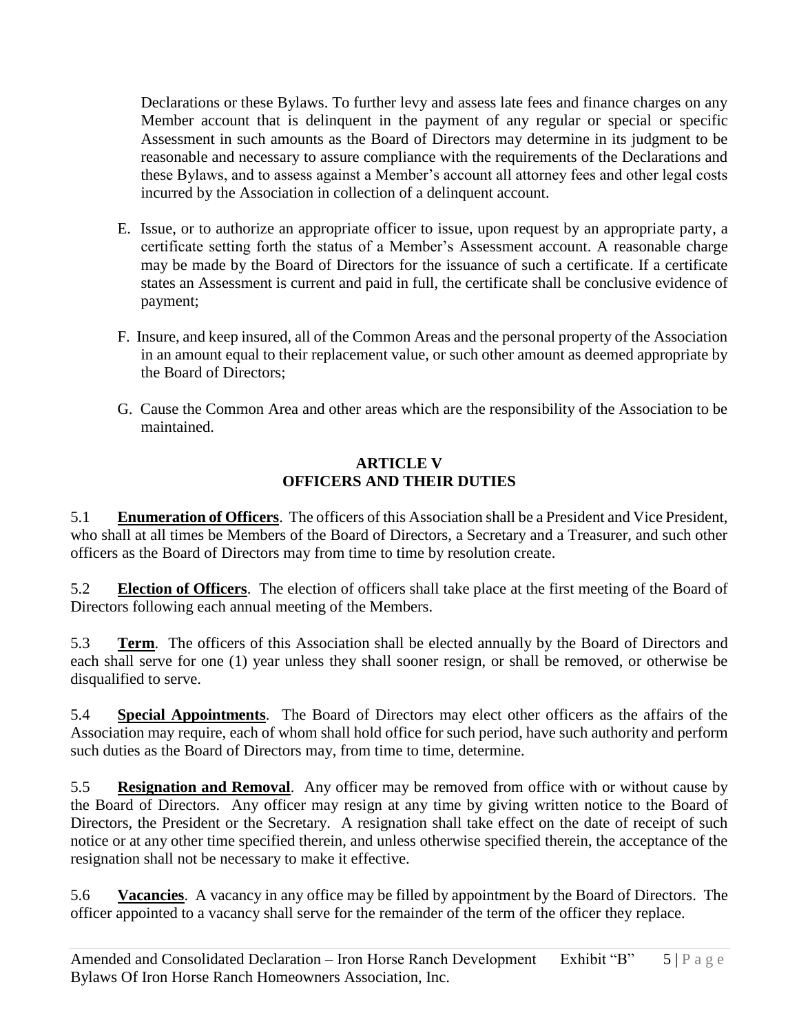Declarations or these Bylaws. To further levy and assess late fees and finance charges on any Member account that is delinquent in the payment of any regular or special or specific Assessment in such amounts as the Board of Directors may determine in its judgment to be reasonable and necessary to assure compliance with the requirements of the Declarations and these Bylaws, and to assess against a Member's account all attorney fees and other legal costs incurred by the Association in collection of a delinquent account.

E. Issue, or to authorize an appropriate officer to issue, upon request by an appropriate party, a certificate setting forth the status of a Member's Assessment account. A reasonable charge may be made by the Board of Directors for the issuance of such a certificate. If a certificate states an Assessment is current and paid in full, the certificate shall be conclusive evidence of payment;

F. Insure, and keep insured, all of the Common Areas and the personal property of the Association in an amount equal to their replacement value, or such other amount as deemed appropriate by the Board of Directors;

G. Cause the Common Area and other areas which are the responsibility of the Association to be maintained.

## ARTICLE V
## OFFICERS AND THEIR DUTIES

5.1 **Enumeration of Officers**. The officers of this Association shall be a President and Vice President, who shall at all times be Members of the Board of Directors, a Secretary and a Treasurer, and such other officers as the Board of Directors may from time to time by resolution create.

5.2 **Election of Officers**. The election of officers shall take place at the first meeting of the Board of Directors following each annual meeting of the Members.

5.3 **Term**. The officers of this Association shall be elected annually by the Board of Directors and each shall serve for one (1) year unless they shall sooner resign, or shall be removed, or otherwise be disqualified to serve.

5.4 **Special Appointments**. The Board of Directors may elect other officers as the affairs of the Association may require, each of whom shall hold office for such period, have such authority and perform such duties as the Board of Directors may, from time to time, determine.

5.5 **Resignation and Removal**. Any officer may be removed from office with or without cause by the Board of Directors. Any officer may resign at any time by giving written notice to the Board of Directors, the President or the Secretary. A resignation shall take effect on the date of receipt of such notice or at any other time specified therein, and unless otherwise specified therein, the acceptance of the resignation shall not be necessary to make it effective.

5.6 **Vacancies**. A vacancy in any office may be filled by appointment by the Board of Directors. The officer appointed to a vacancy shall serve for the remainder of the term of the officer they replace.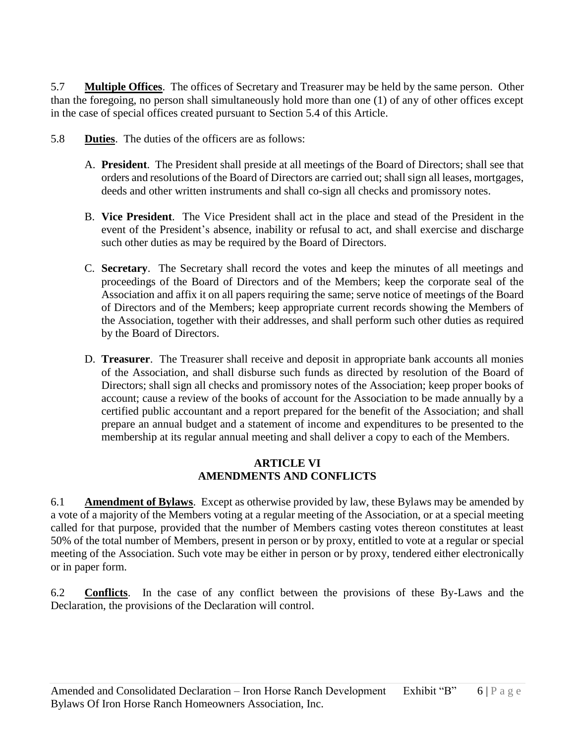5.7 **Multiple Offices**. The offices of Secretary and Treasurer may be held by the same person. Other than the foregoing, no person shall simultaneously hold more than one (1) of any of other offices except in the case of special offices created pursuant to Section 5.4 of this Article.

5.8 **Duties**. The duties of the officers are as follows:

A. **President**. The President shall preside at all meetings of the Board of Directors; shall see that orders and resolutions of the Board of Directors are carried out; shall sign all leases, mortgages, deeds and other written instruments and shall co-sign all checks and promissory notes.

B. **Vice President**. The Vice President shall act in the place and stead of the President in the event of the President's absence, inability or refusal to act, and shall exercise and discharge such other duties as may be required by the Board of Directors.

C. **Secretary**. The Secretary shall record the votes and keep the minutes of all meetings and proceedings of the Board of Directors and of the Members; keep the corporate seal of the Association and affix it on all papers requiring the same; serve notice of meetings of the Board of Directors and of the Members; keep appropriate current records showing the Members of the Association, together with their addresses, and shall perform such other duties as required by the Board of Directors.

D. **Treasurer**. The Treasurer shall receive and deposit in appropriate bank accounts all monies of the Association, and shall disburse such funds as directed by resolution of the Board of Directors; shall sign all checks and promissory notes of the Association; keep proper books of account; cause a review of the books of account for the Association to be made annually by a certified public accountant and a report prepared for the benefit of the Association; and shall prepare an annual budget and a statement of income and expenditures to be presented to the membership at its regular annual meeting and shall deliver a copy to each of the Members.

## ARTICLE VI
## AMENDMENTS AND CONFLICTS

6.1 **Amendment of Bylaws**. Except as otherwise provided by law, these Bylaws may be amended by a vote of a majority of the Members voting at a regular meeting of the Association, or at a special meeting called for that purpose, provided that the number of Members casting votes thereon constitutes at least 50% of the total number of Members, present in person or by proxy, entitled to vote at a regular or special meeting of the Association. Such vote may be either in person or by proxy, tendered either electronically or in paper form.

6.2 **Conflicts**. In the case of any conflict between the provisions of these By-Laws and the Declaration, the provisions of the Declaration will control.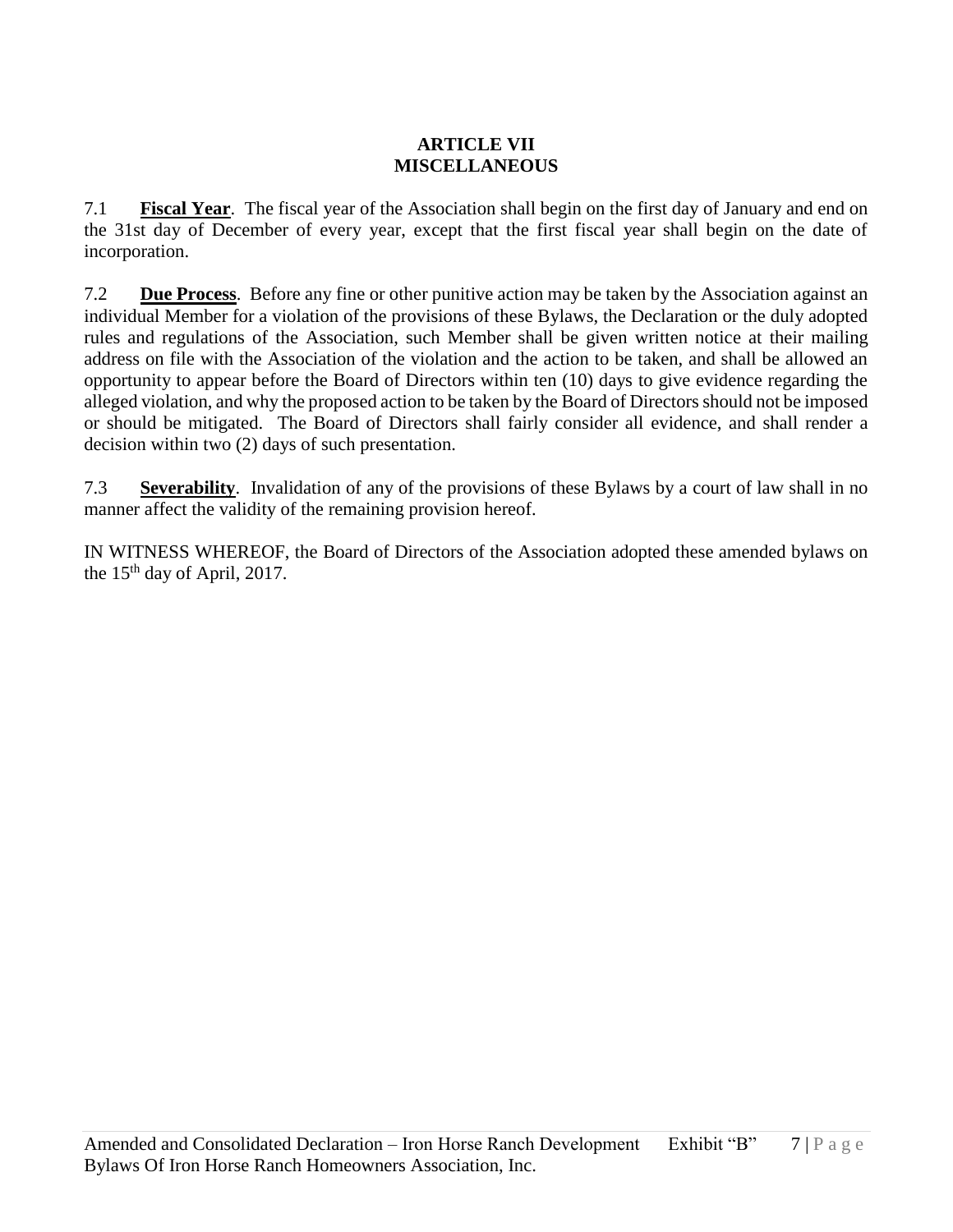## ARTICLE VII
## MISCELLANEOUS

7.1 **Fiscal Year**. The fiscal year of the Association shall begin on the first day of January and end on the 31st day of December of every year, except that the first fiscal year shall begin on the date of incorporation.

7.2 **Due Process**. Before any fine or other punitive action may be taken by the Association against an individual Member for a violation of the provisions of these Bylaws, the Declaration or the duly adopted rules and regulations of the Association, such Member shall be given written notice at their mailing address on file with the Association of the violation and the action to be taken, and shall be allowed an opportunity to appear before the Board of Directors within ten (10) days to give evidence regarding the alleged violation, and why the proposed action to be taken by the Board of Directors should not be imposed or should be mitigated. The Board of Directors shall fairly consider all evidence, and shall render a decision within two (2) days of such presentation.

7.3 **Severability**. Invalidation of any of the provisions of these Bylaws by a court of law shall in no manner affect the validity of the remaining provision hereof.

IN WITNESS WHEREOF, the Board of Directors of the Association adopted these amended bylaws on the 15th day of April, 2017.